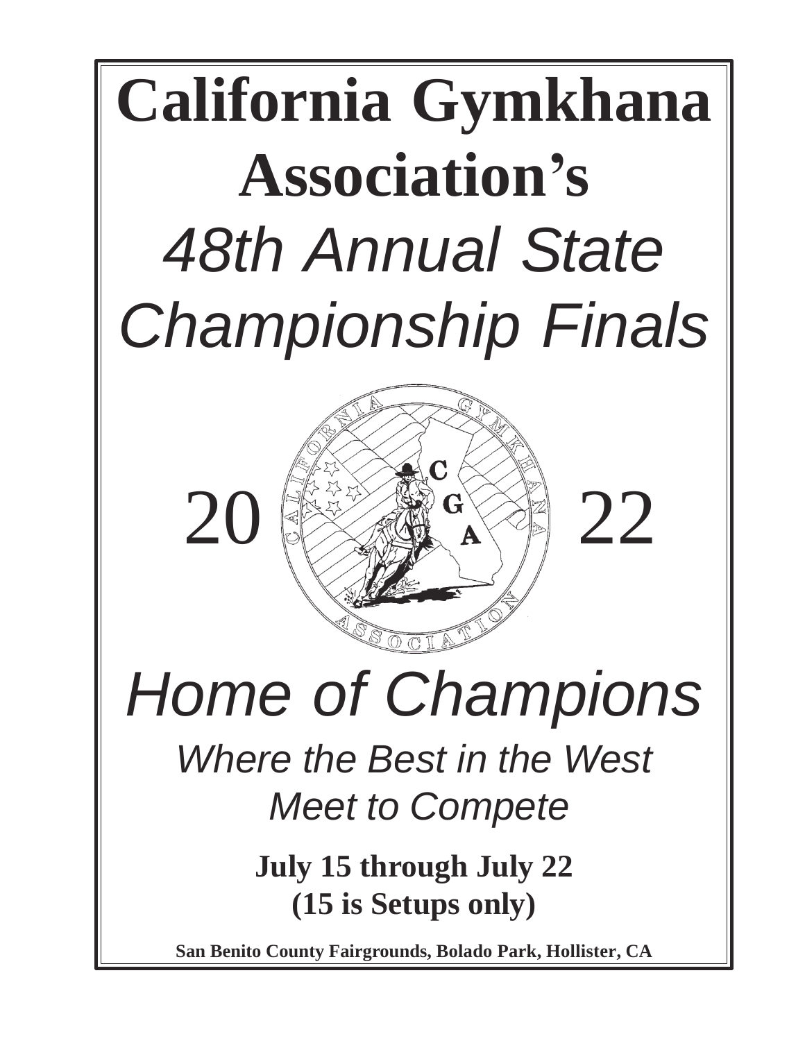# California Gymkhana Association's

## *48th Annual State Championship Finals*

20 22

# *Home of Champions*

### *Where the Best in the West Meet to Compete*

**July 15 through July 22**
**(15 is Setups only)**

**San Benito County Fairgrounds, Bolado Park, Hollister, CA**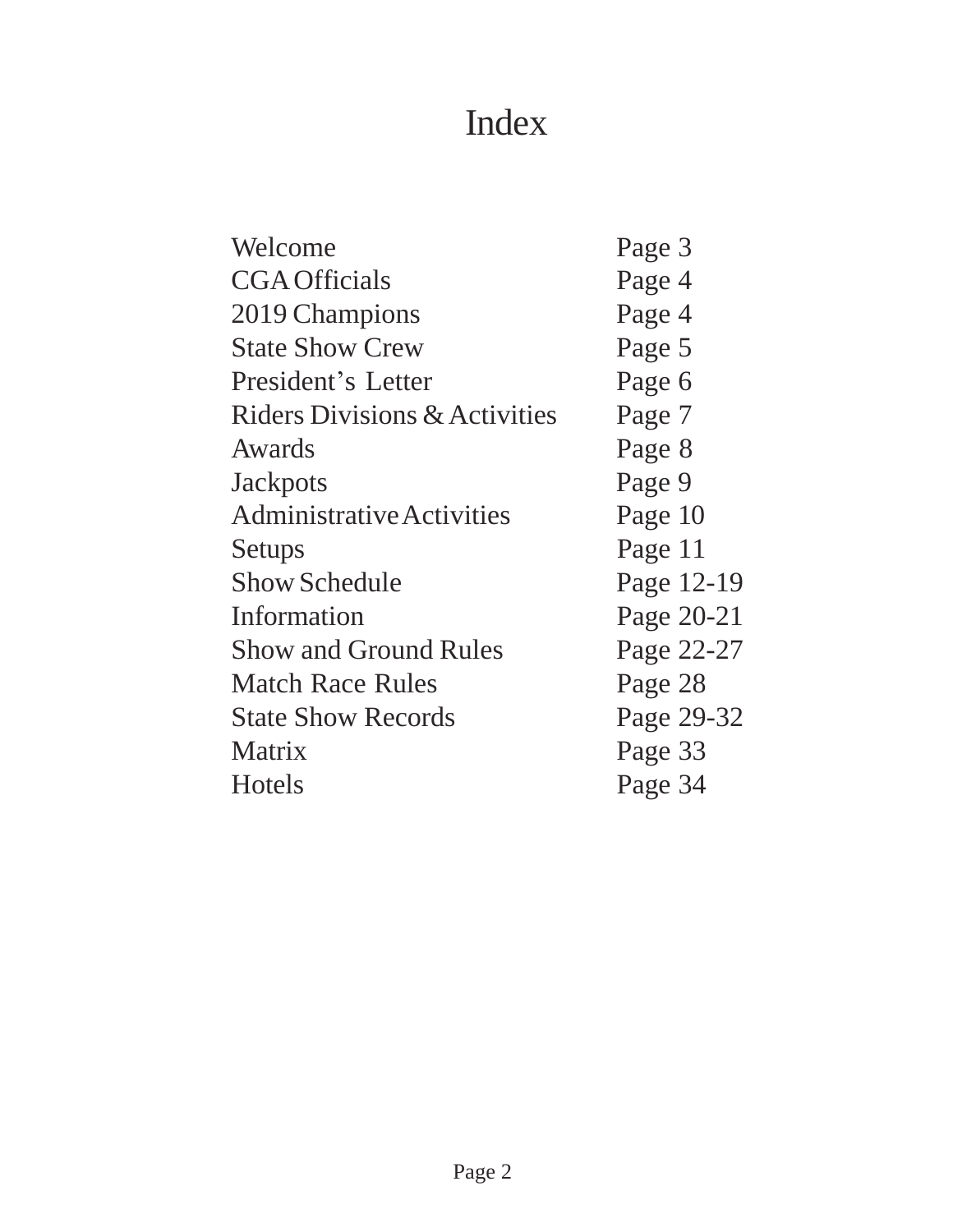# Index

| | |
|---|---|
| Welcome | Page 3 |
| CGA Officials | Page 4 |
| 2019 Champions | Page 4 |
| State Show Crew | Page 5 |
| President's Letter | Page 6 |
| Riders Divisions & Activities | Page 7 |
| Awards | Page 8 |
| Jackpots | Page 9 |
| Administrative Activities | Page 10 |
| Setups | Page 11 |
| Show Schedule | Page 12-19 |
| Information | Page 20-21 |
| Show and Ground Rules | Page 22-27 |
| Match Race Rules | Page 28 |
| State Show Records | Page 29-32 |
| Matrix | Page 33 |
| Hotels | Page 34 |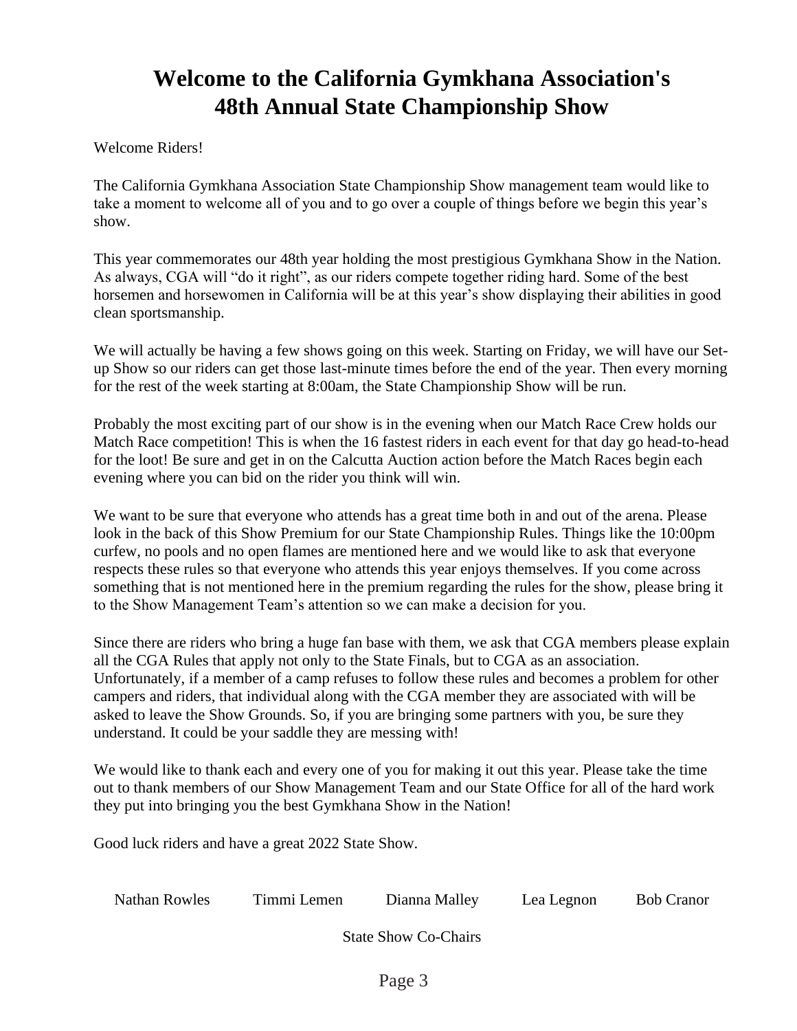# Welcome to the California Gymkhana Association's 48th Annual State Championship Show

Welcome Riders!

The California Gymkhana Association State Championship Show management team would like to take a moment to welcome all of you and to go over a couple of things before we begin this year's show.

This year commemorates our 48th year holding the most prestigious Gymkhana Show in the Nation. As always, CGA will "do it right", as our riders compete together riding hard. Some of the best horsemen and horsewomen in California will be at this year's show displaying their abilities in good clean sportsmanship.

We will actually be having a few shows going on this week. Starting on Friday, we will have our Set-up Show so our riders can get those last-minute times before the end of the year. Then every morning for the rest of the week starting at 8:00am, the State Championship Show will be run.

Probably the most exciting part of our show is in the evening when our Match Race Crew holds our Match Race competition! This is when the 16 fastest riders in each event for that day go head-to-head for the loot! Be sure and get in on the Calcutta Auction action before the Match Races begin each evening where you can bid on the rider you think will win.

We want to be sure that everyone who attends has a great time both in and out of the arena. Please look in the back of this Show Premium for our State Championship Rules. Things like the 10:00pm curfew, no pools and no open flames are mentioned here and we would like to ask that everyone respects these rules so that everyone who attends this year enjoys themselves. If you come across something that is not mentioned here in the premium regarding the rules for the show, please bring it to the Show Management Team's attention so we can make a decision for you.

Since there are riders who bring a huge fan base with them, we ask that CGA members please explain all the CGA Rules that apply not only to the State Finals, but to CGA as an association. Unfortunately, if a member of a camp refuses to follow these rules and becomes a problem for other campers and riders, that individual along with the CGA member they are associated with will be asked to leave the Show Grounds. So, if you are bringing some partners with you, be sure they understand. It could be your saddle they are messing with!

We would like to thank each and every one of you for making it out this year. Please take the time out to thank members of our Show Management Team and our State Office for all of the hard work they put into bringing you the best Gymkhana Show in the Nation!

Good luck riders and have a great 2022 State Show.

Nathan Rowles     Timmi Lemen     Dianna Malley     Lea Legnon     Bob Cranor

State Show Co-Chairs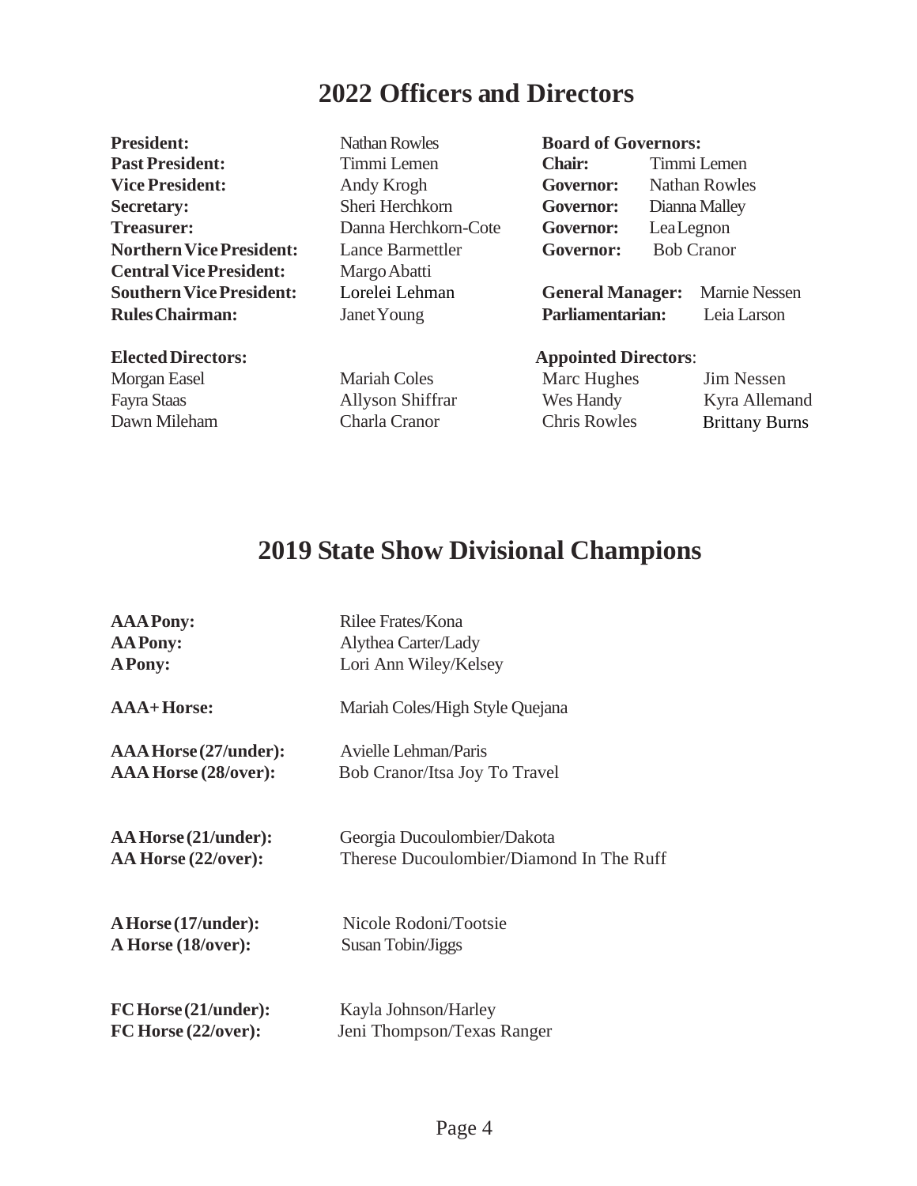# 2022 Officers and Directors

**President:** Nathan Rowles
**Past President:** Timmi Lemen
**Vice President:** Andy Krogh
**Secretary:** Sheri Herchkorn
**Treasurer:** Danna Herchkorn-Cote
**Northern Vice President:** Lance Barmettler
**Central Vice President:** Margo Abatti
**Southern Vice President:** Lorelei Lehman
**Rules Chairman:** Janet Young

**Board of Governors:**
**Chair:** Timmi Lemen
**Governor:** Nathan Rowles
**Governor:** Dianna Malley
**Governor:** Lea Legnon
**Governor:** Bob Cranor

**General Manager:** Marnie Nessen
**Parliamentarian:** Leia Larson

**Elected Directors:**

Morgan Easel
Fayra Staas
Dawn Mileham
Mariah Coles
Allyson Shiffrar
Charla Cranor

**Appointed Directors**:

Marc Hughes
Wes Handy
Chris Rowles
Jim Nessen
Kyra Allemand
Brittany Burns

# 2019 State Show Divisional Champions

**AAA Pony:** Rilee Frates/Kona
**AA Pony:** Alythea Carter/Lady
**A Pony:** Lori Ann Wiley/Kelsey

**AAA+ Horse:** Mariah Coles/High Style Quejana

**AAA Horse (27/under):** Avielle Lehman/Paris
**AAA Horse (28/over):** Bob Cranor/Itsa Joy To Travel

**AA Horse (21/under):** Georgia Ducoulombier/Dakota
**AA Horse (22/over):** Therese Ducoulombier/Diamond In The Ruff

**A Horse (17/under):** Nicole Rodoni/Tootsie
**A Horse (18/over):** Susan Tobin/Jiggs

**FC Horse (21/under):** Kayla Johnson/Harley
**FC Horse (22/over):** Jeni Thompson/Texas Ranger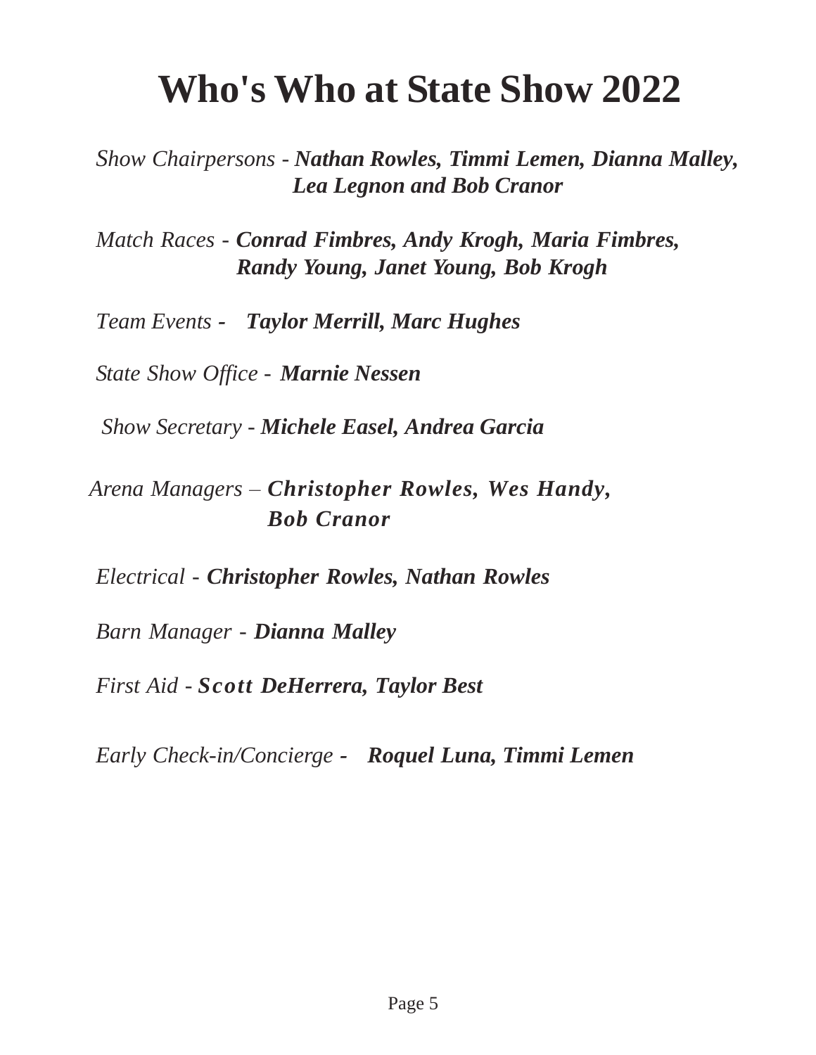# Who's Who at State Show 2022

*Show Chairpersons* - ***Nathan Rowles, Timmi Lemen, Dianna Malley, Lea Legnon and Bob Cranor***

*Match Races* - ***Conrad Fimbres, Andy Krogh, Maria Fimbres, Randy Young, Janet Young, Bob Krogh***

*Team Events* - ***Taylor Merrill, Marc Hughes***

*State Show Office* - ***Marnie Nessen***

*Show Secretary* - ***Michele Easel, Andrea Garcia***

*Arena Managers* – ***Christopher Rowles, Wes Handy, Bob Cranor***

*Electrical* - ***Christopher Rowles, Nathan Rowles***

*Barn Manager* - ***Dianna Malley***

*First Aid* - ***Scott DeHerrera, Taylor Best***

*Early Check-in/Concierge* - ***Roquel Luna, Timmi Lemen***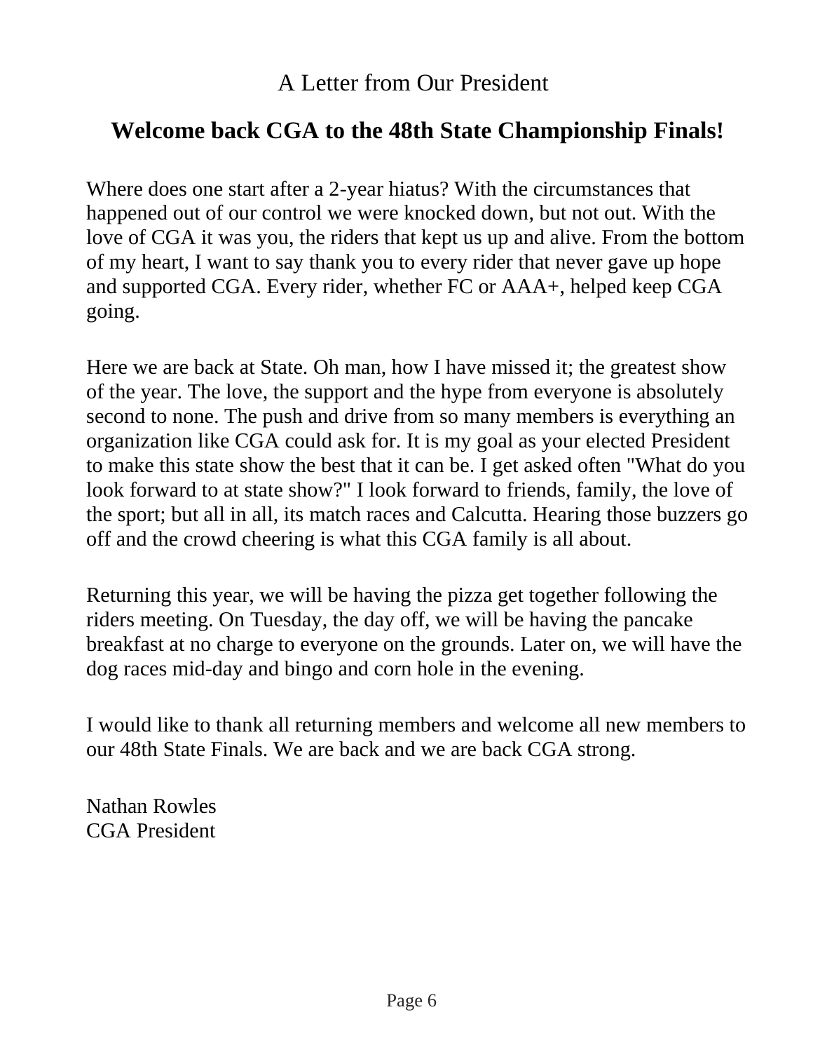A Letter from Our President

## **Welcome back CGA to the 48th State Championship Finals!**

Where does one start after a 2-year hiatus? With the circumstances that happened out of our control we were knocked down, but not out. With the love of CGA it was you, the riders that kept us up and alive. From the bottom of my heart, I want to say thank you to every rider that never gave up hope and supported CGA. Every rider, whether FC or AAA+, helped keep CGA going.

Here we are back at State. Oh man, how I have missed it; the greatest show of the year. The love, the support and the hype from everyone is absolutely second to none. The push and drive from so many members is everything an organization like CGA could ask for. It is my goal as your elected President to make this state show the best that it can be. I get asked often "What do you look forward to at state show?" I look forward to friends, family, the love of the sport; but all in all, its match races and Calcutta. Hearing those buzzers go off and the crowd cheering is what this CGA family is all about.

Returning this year, we will be having the pizza get together following the riders meeting. On Tuesday, the day off, we will be having the pancake breakfast at no charge to everyone on the grounds. Later on, we will have the dog races mid-day and bingo and corn hole in the evening.

I would like to thank all returning members and welcome all new members to our 48th State Finals. We are back and we are back CGA strong.

Nathan Rowles
CGA President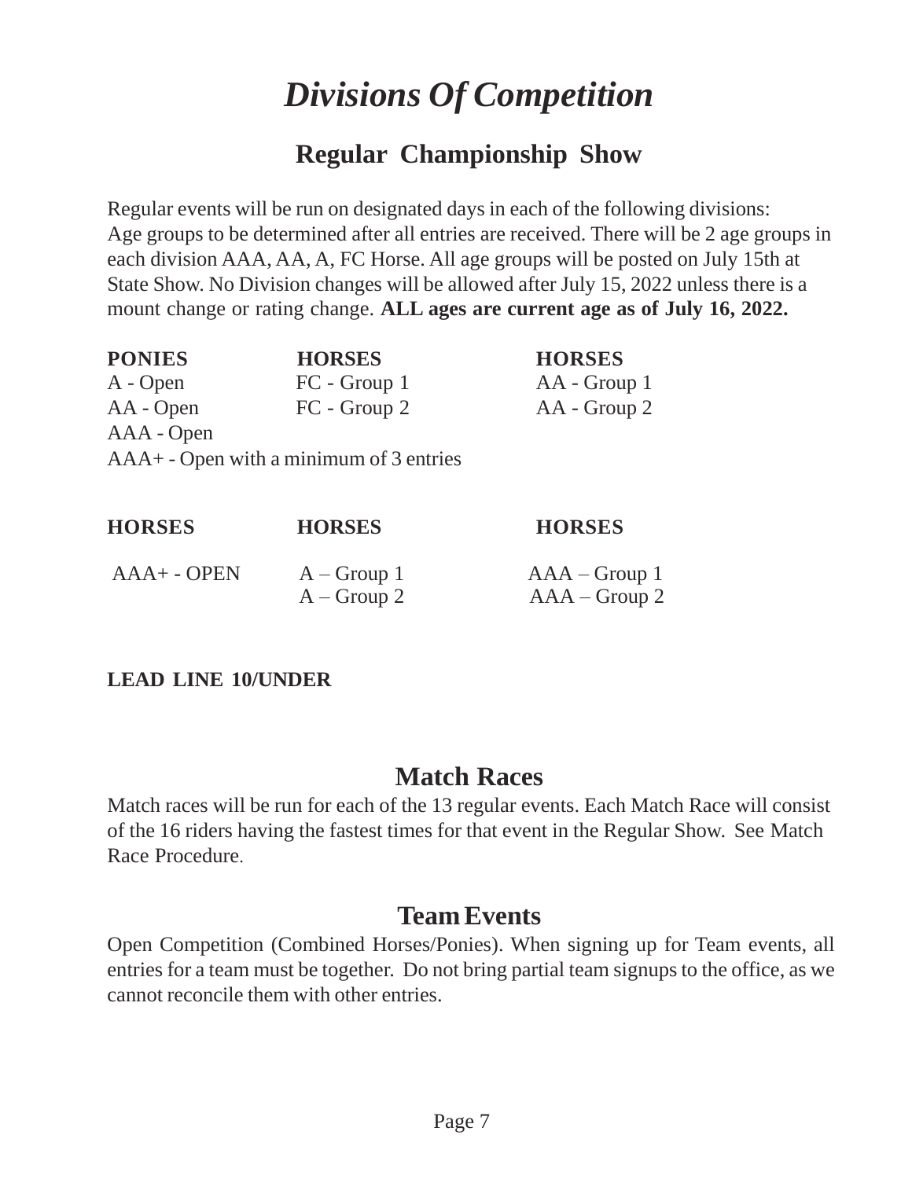# *Divisions Of Competition*

## Regular Championship Show

Regular events will be run on designated days in each of the following divisions:
Age groups to be determined after all entries are received. There will be 2 age groups in each division AAA, AA, A, FC Horse. All age groups will be posted on July 15th at State Show. No Division changes will be allowed after July 15, 2022 unless there is a mount change or rating change. **ALL ages are current age as of July 16, 2022.**

| **PONIES** | **HORSES** | **HORSES** |
|---|---|---|
| A - Open | FC - Group 1 | AA - Group 1 |
| AA - Open | FC - Group 2 | AA - Group 2 |
| AAA - Open | | |
| AAA+ - Open with a minimum of 3 entries | | |

| **HORSES** | **HORSES** | **HORSES** |
|---|---|---|
| AAA+ - OPEN | A – Group 1 | AAA – Group 1 |
| | A – Group 2 | AAA – Group 2 |

**LEAD LINE 10/UNDER**

## Match Races

Match races will be run for each of the 13 regular events. Each Match Race will consist of the 16 riders having the fastest times for that event in the Regular Show. See Match Race Procedure.

## Team Events

Open Competition (Combined Horses/Ponies). When signing up for Team events, all entries for a team must be together. Do not bring partial team signups to the office, as we cannot reconcile them with other entries.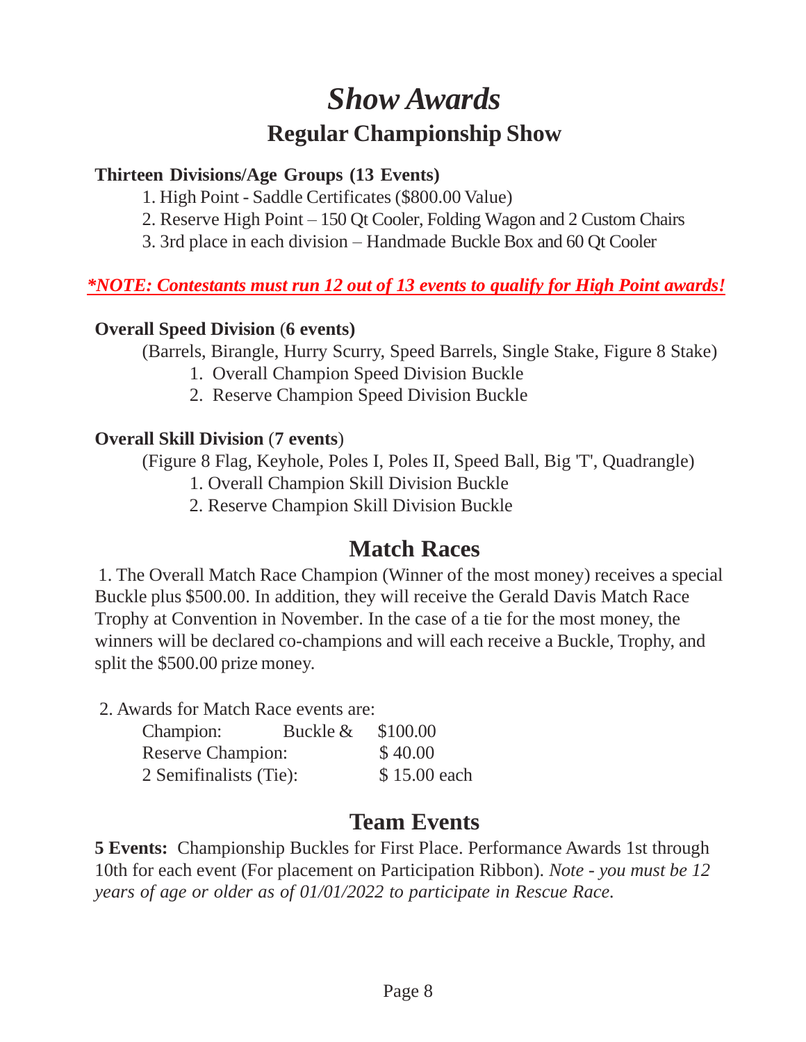# *Show Awards*

## Regular Championship Show

**Thirteen Divisions/Age Groups (13 Events)**

1. High Point - Saddle Certificates ($800.00 Value)
2. Reserve High Point – 150 Qt Cooler, Folding Wagon and 2 Custom Chairs
3. 3rd place in each division – Handmade Buckle Box and 60 Qt Cooler

***NOTE: Contestants must run 12 out of 13 events to qualify for High Point awards!***

**Overall Speed Division** (**6 events)**

(Barrels, Birangle, Hurry Scurry, Speed Barrels, Single Stake, Figure 8 Stake)

1. Overall Champion Speed Division Buckle
2. Reserve Champion Speed Division Buckle

**Overall Skill Division** (**7 events**)

(Figure 8 Flag, Keyhole, Poles I, Poles II, Speed Ball, Big 'T', Quadrangle)

1. Overall Champion Skill Division Buckle
2. Reserve Champion Skill Division Buckle

## Match Races

1. The Overall Match Race Champion (Winner of the most money) receives a special Buckle plus $500.00. In addition, they will receive the Gerald Davis Match Race Trophy at Convention in November. In the case of a tie for the most money, the winners will be declared co-champions and will each receive a Buckle, Trophy, and split the $500.00 prize money.

2. Awards for Match Race events are:

| | | |
|---|---|---|
| Champion: | Buckle & | $100.00 |
| Reserve Champion: | | $ 40.00 |
| 2 Semifinalists (Tie): | | $ 15.00 each |

## Team Events

**5 Events:** Championship Buckles for First Place. Performance Awards 1st through 10th for each event (For placement on Participation Ribbon). *Note - you must be 12 years of age or older as of 01/01/2022 to participate in Rescue Race.*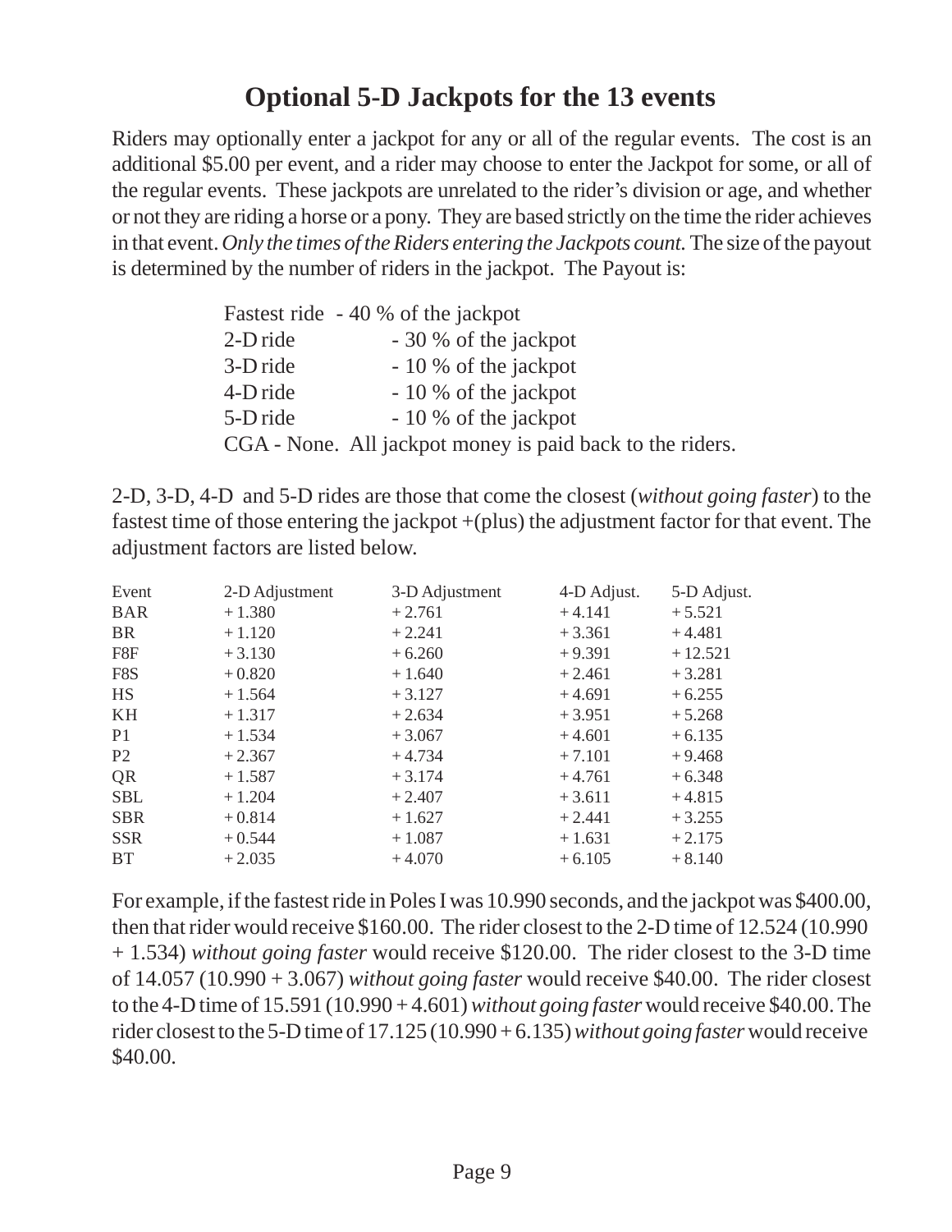# Optional 5-D Jackpots for the 13 events

Riders may optionally enter a jackpot for any or all of the regular events. The cost is an additional $5.00 per event, and a rider may choose to enter the Jackpot for some, or all of the regular events. These jackpots are unrelated to the rider's division or age, and whether or not they are riding a horse or a pony. They are based strictly on the time the rider achieves in that event. *Only the times of the Riders entering the Jackpots count.* The size of the payout is determined by the number of riders in the jackpot. The Payout is:

| | |
|---|---|
| Fastest ride | - 40 % of the jackpot |
| 2-D ride | - 30 % of the jackpot |
| 3-D ride | - 10 % of the jackpot |
| 4-D ride | - 10 % of the jackpot |
| 5-D ride | - 10 % of the jackpot |

CGA - None. All jackpot money is paid back to the riders.

2-D, 3-D, 4-D and 5-D rides are those that come the closest (*without going faster*) to the fastest time of those entering the jackpot +(plus) the adjustment factor for that event. The adjustment factors are listed below.

| Event | 2-D Adjustment | 3-D Adjustment | 4-D Adjust. | 5-D Adjust. |
|---|---|---|---|---|
| BAR | + 1.380 | + 2.761 | + 4.141 | + 5.521 |
| BR | + 1.120 | + 2.241 | + 3.361 | + 4.481 |
| F8F | + 3.130 | + 6.260 | + 9.391 | + 12.521 |
| F8S | + 0.820 | + 1.640 | + 2.461 | + 3.281 |
| HS | + 1.564 | + 3.127 | + 4.691 | + 6.255 |
| KH | + 1.317 | + 2.634 | + 3.951 | + 5.268 |
| P1 | + 1.534 | + 3.067 | + 4.601 | + 6.135 |
| P2 | + 2.367 | + 4.734 | + 7.101 | + 9.468 |
| QR | + 1.587 | + 3.174 | + 4.761 | + 6.348 |
| SBL | + 1.204 | + 2.407 | + 3.611 | + 4.815 |
| SBR | + 0.814 | + 1.627 | + 2.441 | + 3.255 |
| SSR | + 0.544 | + 1.087 | + 1.631 | + 2.175 |
| BT | + 2.035 | + 4.070 | + 6.105 | + 8.140 |

For example, if the fastest ride in Poles I was 10.990 seconds, and the jackpot was $400.00, then that rider would receive $160.00. The rider closest to the 2-D time of 12.524 (10.990 + 1.534) *without going faster* would receive $120.00. The rider closest to the 3-D time of 14.057 (10.990 + 3.067) *without going faster* would receive $40.00. The rider closest to the 4-D time of 15.591 (10.990 + 4.601) *without going faster* would receive $40.00. The rider closest to the 5-D time of 17.125 (10.990 + 6.135) *without going faster* would receive $40.00.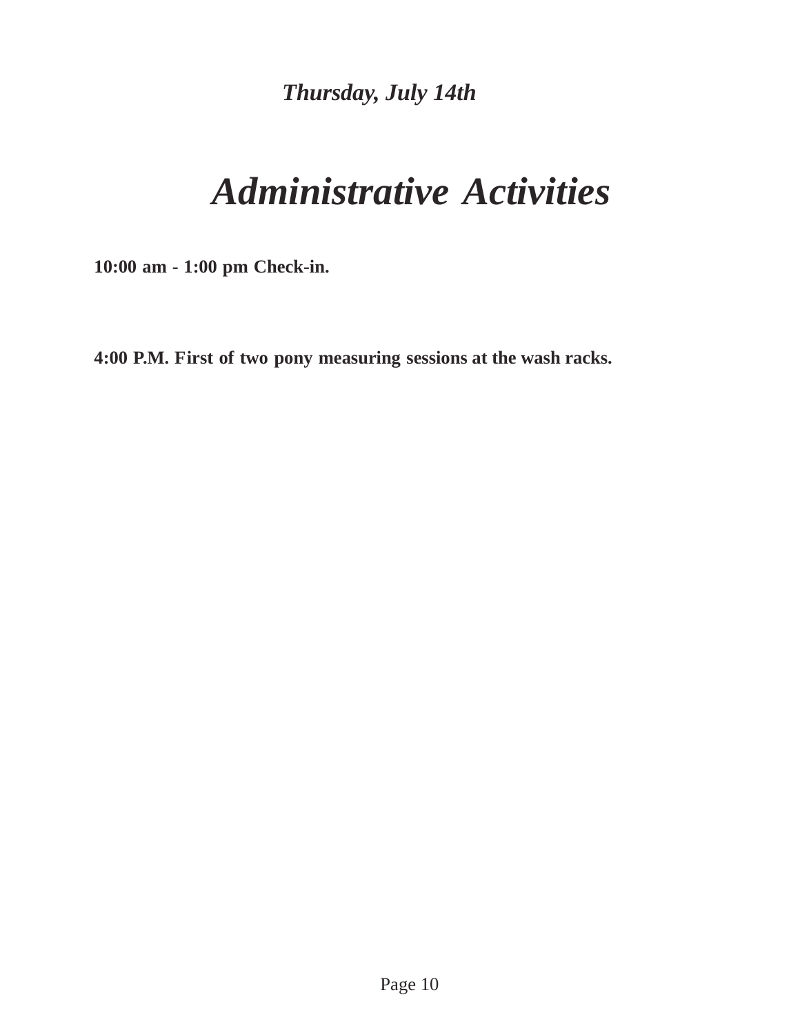*Thursday, July 14th*

# *Administrative Activities*

**10:00 am - 1:00 pm Check-in.**

**4:00 P.M. First of two pony measuring sessions at the wash racks.**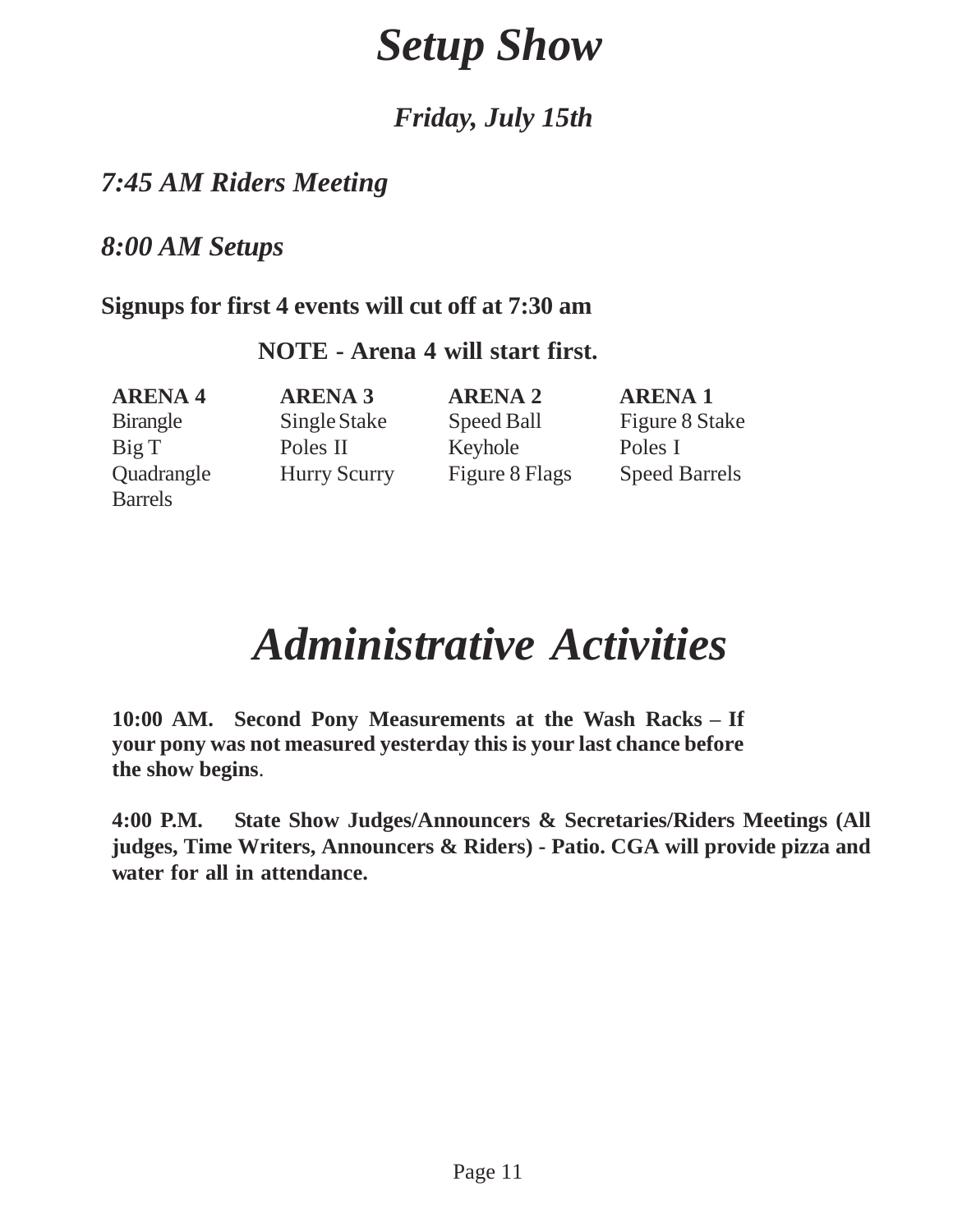# *Setup Show*

### *Friday, July 15th*

## *7:45 AM Riders Meeting*

## *8:00 AM Setups*

**Signups for first 4 events will cut off at 7:30 am**

**NOTE - Arena 4 will start first.**

| ARENA 4 | ARENA 3 | ARENA 2 | ARENA 1 |
|---|---|---|---|
| Birangle | Single Stake | Speed Ball | Figure 8 Stake |
| Big T | Poles II | Keyhole | Poles I |
| Quadrangle | Hurry Scurry | Figure 8 Flags | Speed Barrels |
| Barrels | | | |

# *Administrative Activities*

**10:00 AM. Second Pony Measurements at the Wash Racks – If your pony was not measured yesterday this is your last chance before the show begins**.

**4:00 P.M. State Show Judges/Announcers & Secretaries/Riders Meetings (All judges, Time Writers, Announcers & Riders) - Patio. CGA will provide pizza and water for all in attendance.**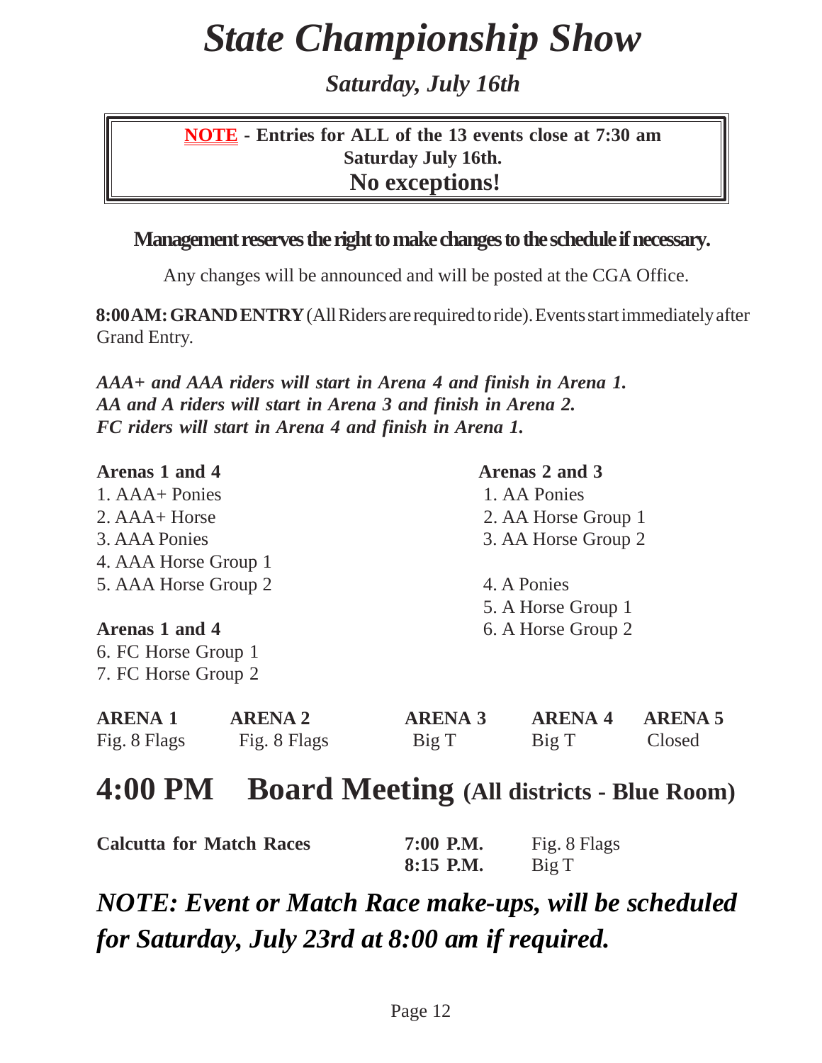# *State Championship Show*

## *Saturday, July 16th*

> **NOTE - Entries for ALL of the 13 events close at 7:30 am Saturday July 16th.**
> **No exceptions!**

**Management reserves the right to make changes to the schedule if necessary.**

Any changes will be announced and will be posted at the CGA Office.

**8:00 AM: GRAND ENTRY** (All Riders are required to ride). Events start immediately after Grand Entry.

***AAA+ and AAA riders will start in Arena 4 and finish in Arena 1.***
***AA and A riders will start in Arena 3 and finish in Arena 2.***
***FC riders will start in Arena 4 and finish in Arena 1.***

**Arenas 1 and 4**

1. AAA+ Ponies
2. AAA+ Horse
3. AAA Ponies
4. AAA Horse Group 1
5. AAA Horse Group 2

**Arenas 1 and 4**

6. FC Horse Group 1
7. FC Horse Group 2

**Arenas 2 and 3**

1. AA Ponies
2. AA Horse Group 1
3. AA Horse Group 2

4. A Ponies
5. A Horse Group 1
6. A Horse Group 2

| ARENA 1 | ARENA 2 | ARENA 3 | ARENA 4 | ARENA 5 |
|---|---|---|---|---|
| Fig. 8 Flags | Fig. 8 Flags | Big T | Big T | Closed |

## 4:00 PM Board Meeting (All districts - Blue Room)

| **Calcutta for Match Races** | **7:00 P.M.** | Fig. 8 Flags |
|---|---|---|
| | **8:15 P.M.** | Big T |

***NOTE: Event or Match Race make-ups, will be scheduled for Saturday, July 23rd at 8:00 am if required.***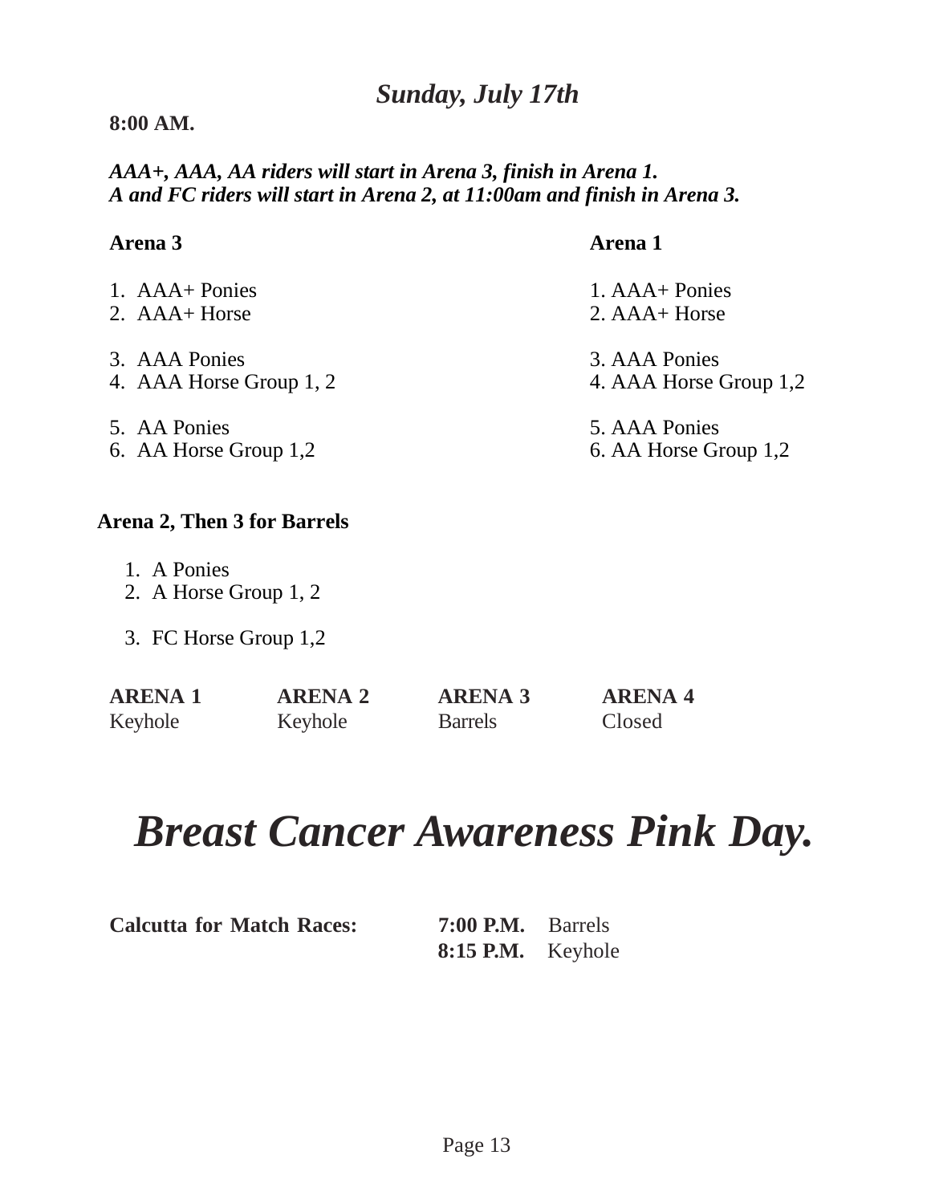## *Sunday, July 17th*

**8:00 AM.**

***AAA+, AAA, AA riders will start in Arena 3, finish in Arena 1.***
***A and FC riders will start in Arena 2, at 11:00am and finish in Arena 3.***

**Arena 3**

1. AAA+ Ponies
2. AAA+ Horse
3. AAA Ponies
4. AAA Horse Group 1, 2
5. AA Ponies
6. AA Horse Group 1,2

**Arena 1**

1. AAA+ Ponies
2. AAA+ Horse
3. AAA Ponies
4. AAA Horse Group 1,2
5. AAA Ponies
6. AA Horse Group 1,2

**Arena 2, Then 3 for Barrels**

1. A Ponies
2. A Horse Group 1, 2
3. FC Horse Group 1,2

| **ARENA 1** | **ARENA 2** | **ARENA 3** | **ARENA 4** |
|---|---|---|---|
| Keyhole | Keyhole | Barrels | Closed |

# *Breast Cancer Awareness Pink Day.*

**Calcutta for Match Races:** **7:00 P.M.** Barrels
**8:15 P.M.** Keyhole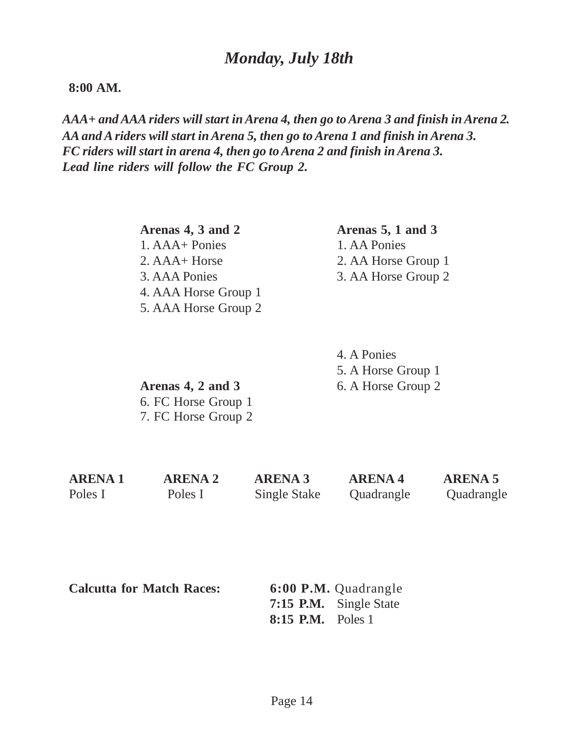# *Monday, July 18th*

**8:00 AM.**

***AAA+ and AAA riders will start in Arena 4, then go to Arena 3 and finish in Arena 2.***
***AA and A riders will start in Arena 5, then go to Arena 1 and finish in Arena 3.***
***FC riders will start in arena 4, then go to Arena 2 and finish in Arena 3.***
***Lead line riders will follow the FC Group 2.***

**Arenas 4, 3 and 2**
1. AAA+ Ponies
2. AAA+ Horse
3. AAA Ponies
4. AAA Horse Group 1
5. AAA Horse Group 2

**Arenas 4, 2 and 3**
6. FC Horse Group 1
7. FC Horse Group 2

**Arenas 5, 1 and 3**
1. AA Ponies
2. AA Horse Group 1
3. AA Horse Group 2
4. A Ponies
5. A Horse Group 1
6. A Horse Group 2

| ARENA 1 | ARENA 2 | ARENA 3 | ARENA 4 | ARENA 5 |
|---|---|---|---|---|
| Poles I | Poles I | Single Stake | Quadrangle | Quadrangle |

**Calcutta for Match Races:**

**6:00 P.M.** Quadrangle
**7:15 P.M.** Single State
**8:15 P.M.** Poles 1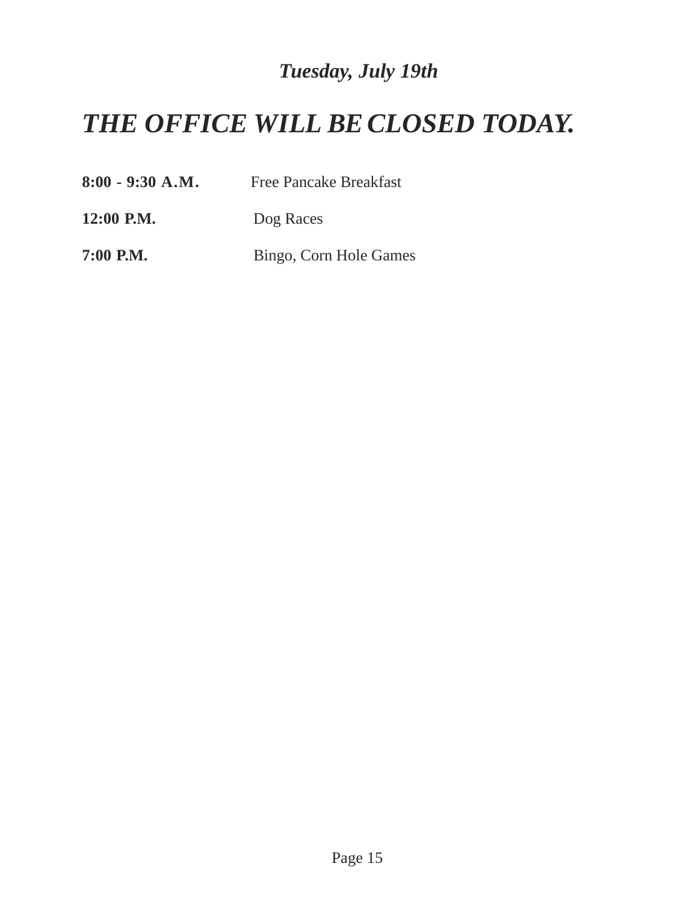***Tuesday, July 19th***

# *THE OFFICE WILL BE CLOSED TODAY.*

**8:00 - 9:30 A.M.** Free Pancake Breakfast

**12:00 P.M.** Dog Races

**7:00 P.M.** Bingo, Corn Hole Games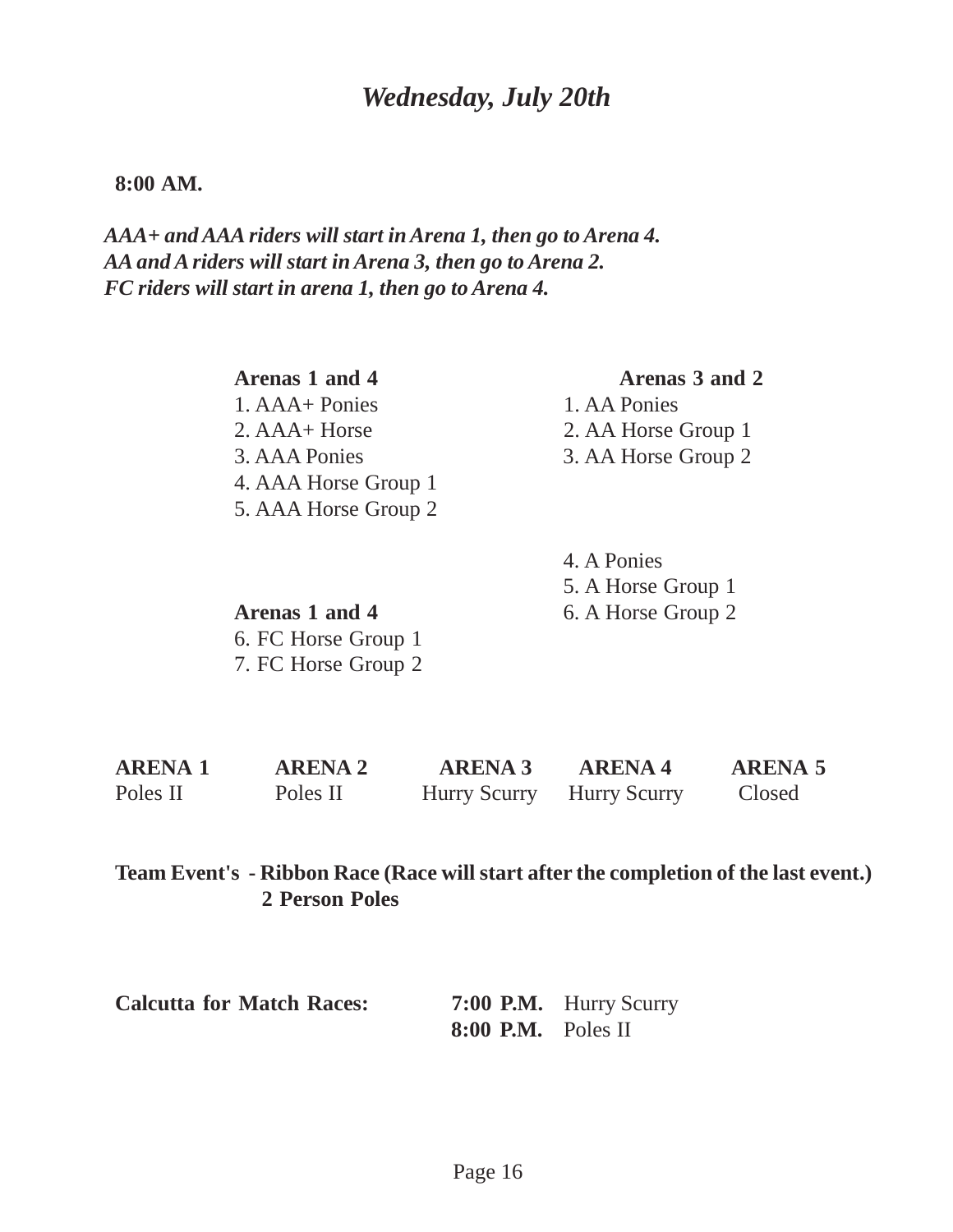# *Wednesday, July 20th*

**8:00 AM.**

***AAA+ and AAA riders will start in Arena 1, then go to Arena 4.***
***AA and A riders will start in Arena 3, then go to Arena 2.***
***FC riders will start in arena 1, then go to Arena 4.***

**Arenas 1 and 4**
1. AAA+ Ponies
2. AAA+ Horse
3. AAA Ponies
4. AAA Horse Group 1
5. AAA Horse Group 2

**Arenas 1 and 4**
6. FC Horse Group 1
7. FC Horse Group 2

**Arenas 3 and 2**
1. AA Ponies
2. AA Horse Group 1
3. AA Horse Group 2
4. A Ponies
5. A Horse Group 1
6. A Horse Group 2

| ARENA 1 | ARENA 2 | ARENA 3 | ARENA 4 | ARENA 5 |
|---|---|---|---|---|
| Poles II | Poles II | Hurry Scurry | Hurry Scurry | Closed |

**Team Event's - Ribbon Race (Race will start after the completion of the last event.)**
**2 Person Poles**

**Calcutta for Match Races:**
**7:00 P.M.** Hurry Scurry
**8:00 P.M.** Poles II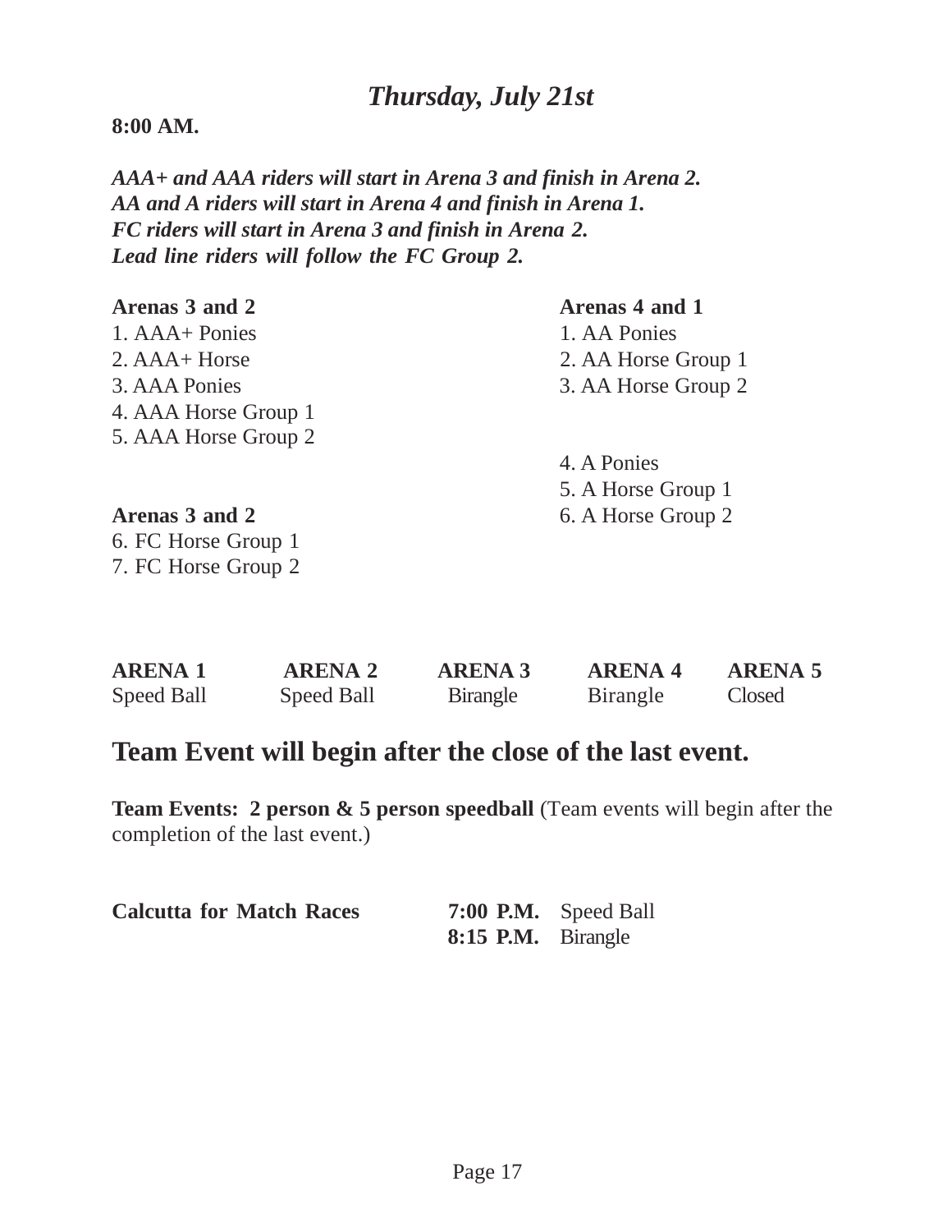## *Thursday, July 21st*

**8:00 AM.**

***AAA+ and AAA riders will start in Arena 3 and finish in Arena 2.***
***AA and A riders will start in Arena 4 and finish in Arena 1.***
***FC riders will start in Arena 3 and finish in Arena 2.***
***Lead line riders will follow the FC Group 2.***

**Arenas 3 and 2**

1. AAA+ Ponies
2. AAA+ Horse
3. AAA Ponies
4. AAA Horse Group 1
5. AAA Horse Group 2

**Arenas 3 and 2**

6. FC Horse Group 1
7. FC Horse Group 2

**Arenas 4 and 1**

1. AA Ponies
2. AA Horse Group 1
3. AA Horse Group 2
4. A Ponies
5. A Horse Group 1
6. A Horse Group 2

| ARENA 1 | ARENA 2 | ARENA 3 | ARENA 4 | ARENA 5 |
|---|---|---|---|---|
| Speed Ball | Speed Ball | Birangle | Birangle | Closed |

## Team Event will begin after the close of the last event.

**Team Events: 2 person & 5 person speedball** (Team events will begin after the completion of the last event.)

| **Calcutta for Match Races** | **7:00 P.M.** | Speed Ball |
|---|---|---|
| | **8:15 P.M.** | Birangle |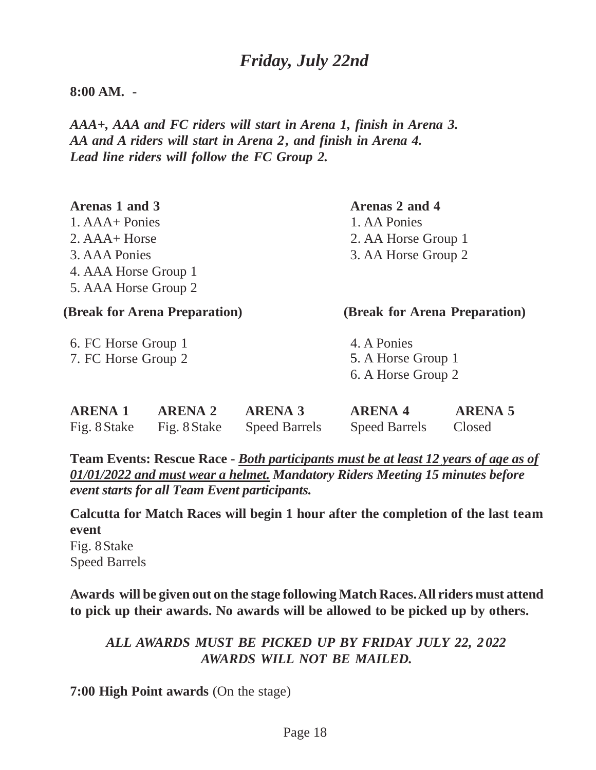# *Friday, July 22nd*

**8:00 AM. -**

***AAA+, AAA and FC riders will start in Arena 1, finish in Arena 3.***
***AA and A riders will start in Arena 2, and finish in Arena 4.***
***Lead line riders will follow the FC Group 2.***

**Arenas 1 and 3**

1. AAA+ Ponies
2. AAA+ Horse
3. AAA Ponies
4. AAA Horse Group 1
5. AAA Horse Group 2

**(Break for Arena Preparation)**

6. FC Horse Group 1
7. FC Horse Group 2

**Arenas 2 and 4**

1. AA Ponies
2. AA Horse Group 1
3. AA Horse Group 2

**(Break for Arena Preparation)**

4. A Ponies
5. A Horse Group 1
6. A Horse Group 2

| ARENA 1 | ARENA 2 | ARENA 3 | ARENA 4 | ARENA 5 |
|---|---|---|---|---|
| Fig. 8 Stake | Fig. 8 Stake | Speed Barrels | Speed Barrels | Closed |

**Team Events: Rescue Race -** ***<u>Both participants must be at least 12 years of age as of 01/01/2022 and must wear a helmet.</u> Mandatory Riders Meeting 15 minutes before event starts for all Team Event participants.***

**Calcutta for Match Races will begin 1 hour after the completion of the last team event**
Fig. 8 Stake
Speed Barrels

**Awards will be given out on the stage following Match Races. All riders must attend to pick up their awards. No awards will be allowed to be picked up by others.**

*ALL AWARDS MUST BE PICKED UP BY FRIDAY JULY 22, 2022*
*AWARDS WILL NOT BE MAILED.*

**7:00 High Point awards** (On the stage)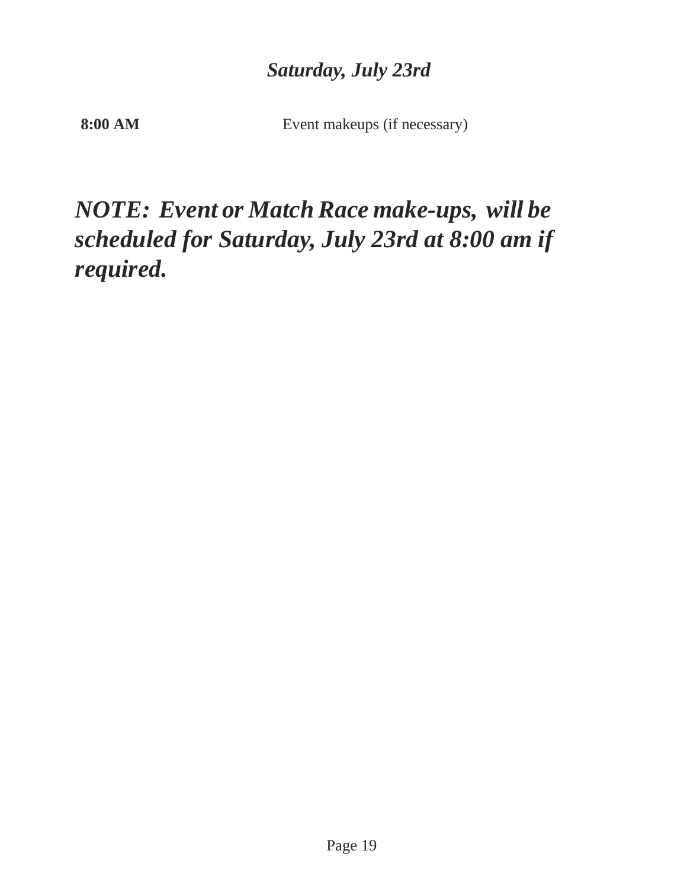## *Saturday, July 23rd*

| | |
|---|---|
| **8:00 AM** | Event makeups (if necessary) |

***NOTE: Event or Match Race make-ups, will be scheduled for Saturday, July 23rd at 8:00 am if required.***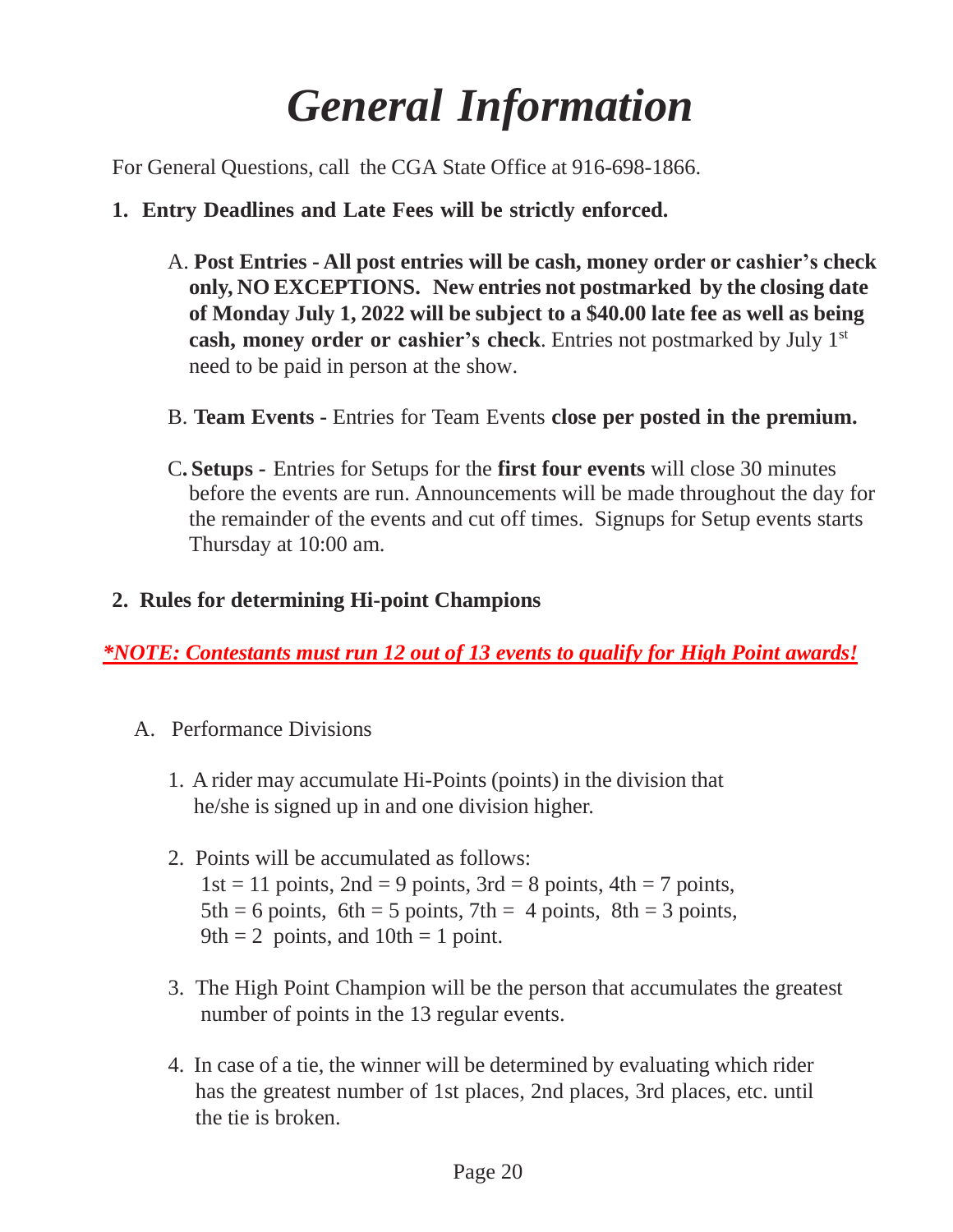# *General Information*

For General Questions, call the CGA State Office at 916-698-1866.

**1. Entry Deadlines and Late Fees will be strictly enforced.**

A. **Post Entries - All post entries will be cash, money order or cashier's check only, NO EXCEPTIONS. New entries not postmarked by the closing date of Monday July 1, 2022 will be subject to a $40.00 late fee as well as being cash, money order or cashier's check**. Entries not postmarked by July 1st need to be paid in person at the show.

B. **Team Events -** Entries for Team Events **close per posted in the premium.**

C. **Setups -** Entries for Setups for the **first four events** will close 30 minutes before the events are run. Announcements will be made throughout the day for the remainder of the events and cut off times. Signups for Setup events starts Thursday at 10:00 am.

**2. Rules for determining Hi-point Champions**

***<u>*NOTE: Contestants must run 12 out of 13 events to qualify for High Point awards!</u>***

A. Performance Divisions

1. A rider may accumulate Hi-Points (points) in the division that he/she is signed up in and one division higher.

2. Points will be accumulated as follows:
   1st = 11 points, 2nd = 9 points, 3rd = 8 points, 4th = 7 points,
   5th = 6 points, 6th = 5 points, 7th = 4 points, 8th = 3 points,
   9th = 2 points, and 10th = 1 point.

3. The High Point Champion will be the person that accumulates the greatest number of points in the 13 regular events.

4. In case of a tie, the winner will be determined by evaluating which rider has the greatest number of 1st places, 2nd places, 3rd places, etc. until the tie is broken.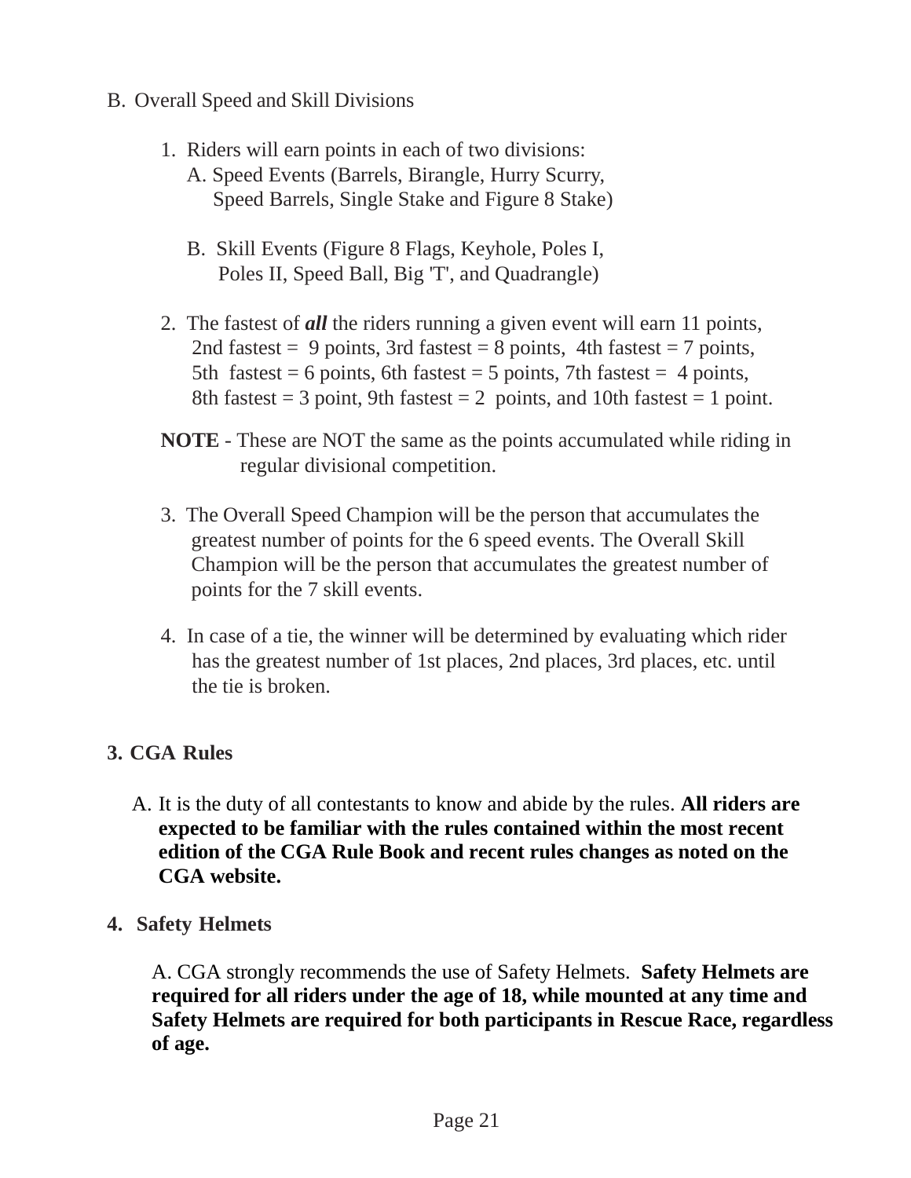B. Overall Speed and Skill Divisions

1. Riders will earn points in each of two divisions:
   A. Speed Events (Barrels, Birangle, Hurry Scurry, Speed Barrels, Single Stake and Figure 8 Stake)

   B. Skill Events (Figure 8 Flags, Keyhole, Poles I, Poles II, Speed Ball, Big 'T', and Quadrangle)

2. The fastest of ***all*** the riders running a given event will earn 11 points, 2nd fastest = 9 points, 3rd fastest = 8 points, 4th fastest = 7 points, 5th fastest = 6 points, 6th fastest = 5 points, 7th fastest = 4 points, 8th fastest = 3 point, 9th fastest = 2 points, and 10th fastest = 1 point.

**NOTE** - These are NOT the same as the points accumulated while riding in regular divisional competition.

3. The Overall Speed Champion will be the person that accumulates the greatest number of points for the 6 speed events. The Overall Skill Champion will be the person that accumulates the greatest number of points for the 7 skill events.

4. In case of a tie, the winner will be determined by evaluating which rider has the greatest number of 1st places, 2nd places, 3rd places, etc. until the tie is broken.

## 3. CGA Rules

A. It is the duty of all contestants to know and abide by the rules. **All riders are expected to be familiar with the rules contained within the most recent edition of the CGA Rule Book and recent rules changes as noted on the CGA website.**

## 4. Safety Helmets

A. CGA strongly recommends the use of Safety Helmets. **Safety Helmets are required for all riders under the age of 18, while mounted at any time and Safety Helmets are required for both participants in Rescue Race, regardless of age.**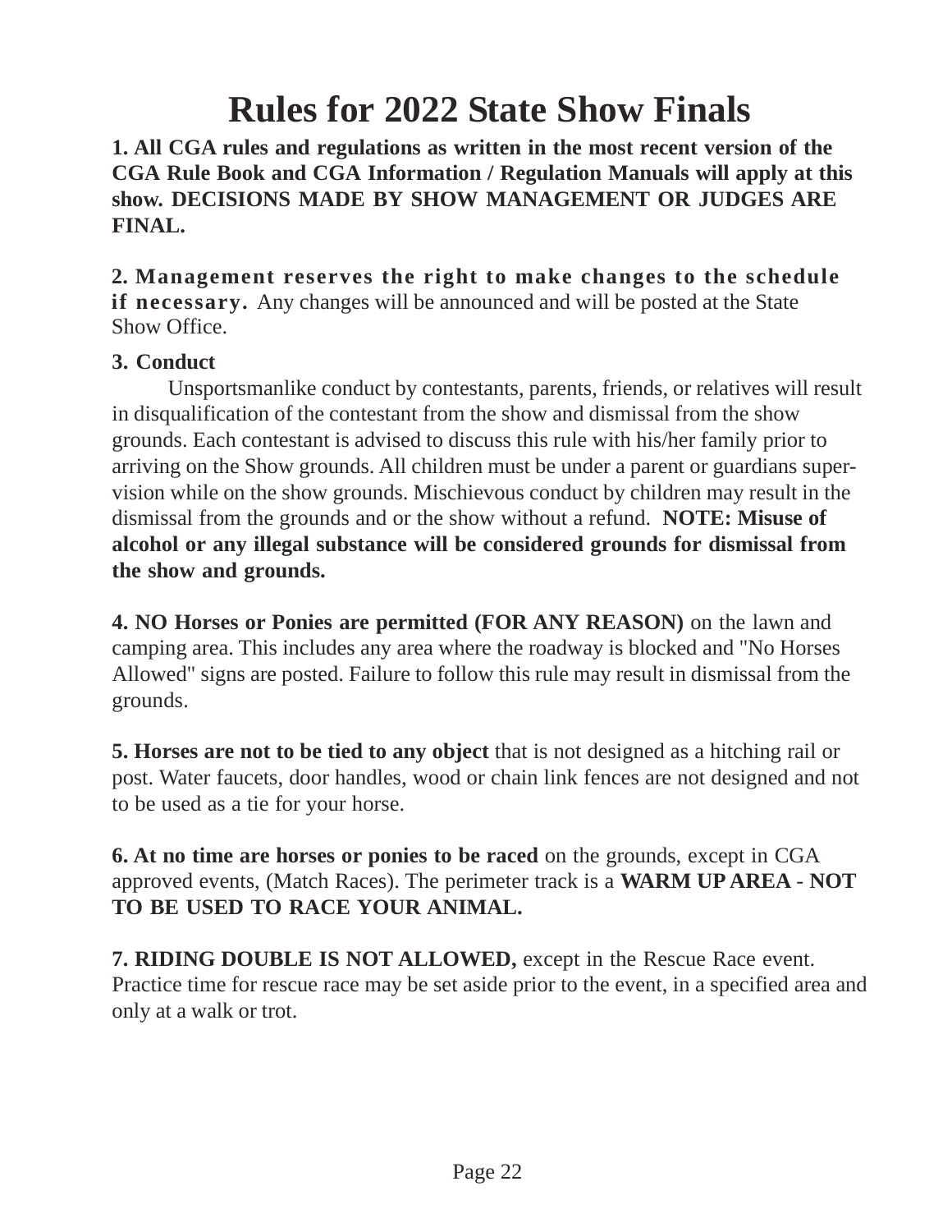# Rules for 2022 State Show Finals

**1. All CGA rules and regulations as written in the most recent version of the CGA Rule Book and CGA Information / Regulation Manuals will apply at this show. DECISIONS MADE BY SHOW MANAGEMENT OR JUDGES ARE FINAL.**

**2. Management reserves the right to make changes to the schedule if necessary.** Any changes will be announced and will be posted at the State Show Office.

**3. Conduct**

Unsportsmanlike conduct by contestants, parents, friends, or relatives will result in disqualification of the contestant from the show and dismissal from the show grounds. Each contestant is advised to discuss this rule with his/her family prior to arriving on the Show grounds. All children must be under a parent or guardians supervision while on the show grounds. Mischievous conduct by children may result in the dismissal from the grounds and or the show without a refund. **NOTE: Misuse of alcohol or any illegal substance will be considered grounds for dismissal from the show and grounds.**

**4. NO Horses or Ponies are permitted (FOR ANY REASON)** on the lawn and camping area. This includes any area where the roadway is blocked and "No Horses Allowed" signs are posted. Failure to follow this rule may result in dismissal from the grounds.

**5. Horses are not to be tied to any object** that is not designed as a hitching rail or post. Water faucets, door handles, wood or chain link fences are not designed and not to be used as a tie for your horse.

**6. At no time are horses or ponies to be raced** on the grounds, except in CGA approved events, (Match Races). The perimeter track is a **WARM UP AREA** - **NOT TO BE USED TO RACE YOUR ANIMAL.**

**7. RIDING DOUBLE IS NOT ALLOWED,** except in the Rescue Race event. Practice time for rescue race may be set aside prior to the event, in a specified area and only at a walk or trot.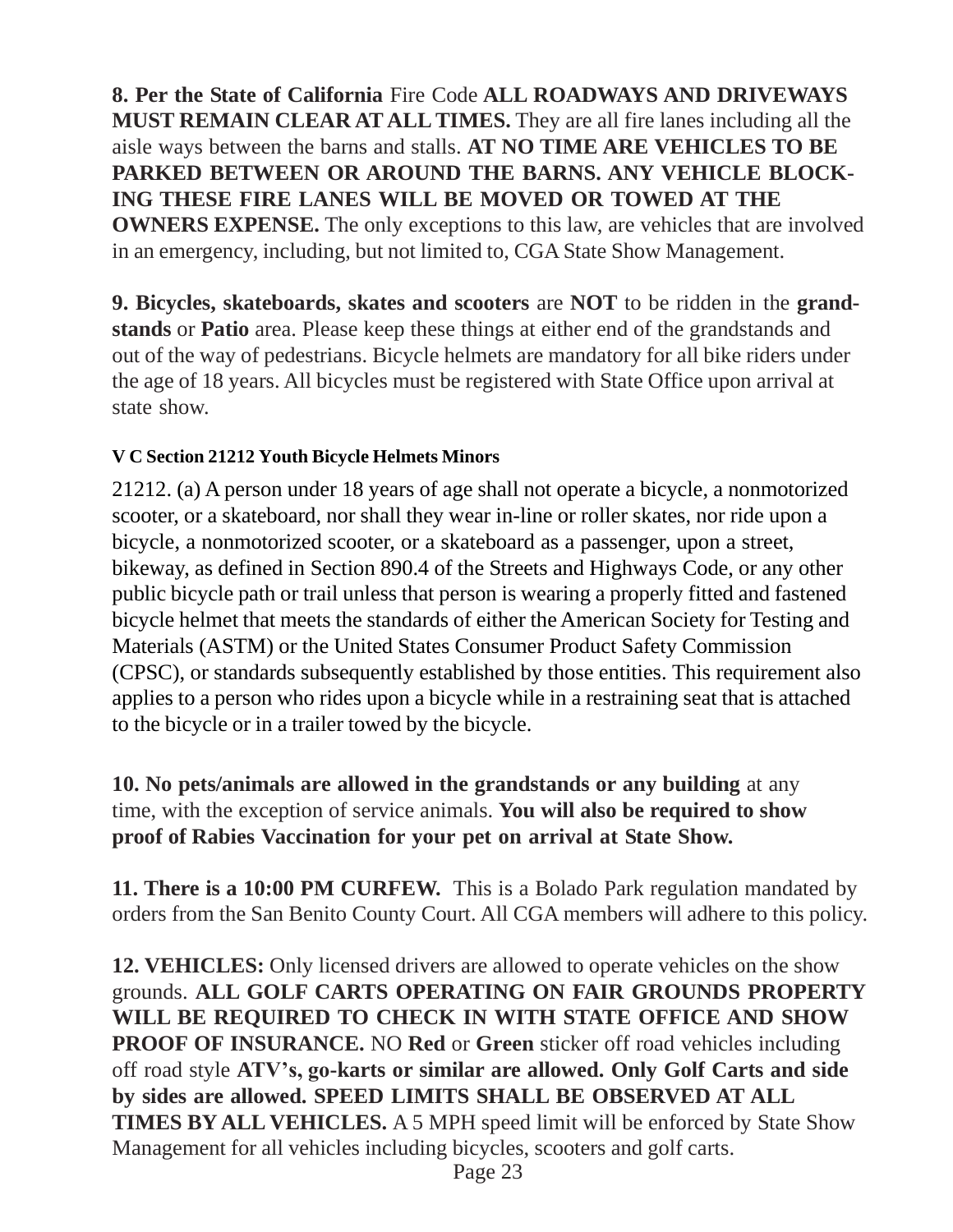**8. Per the State of California** Fire Code **ALL ROADWAYS AND DRIVEWAYS MUST REMAIN CLEAR AT ALL TIMES.** They are all fire lanes including all the aisle ways between the barns and stalls. **AT NO TIME ARE VEHICLES TO BE PARKED BETWEEN OR AROUND THE BARNS. ANY VEHICLE BLOCKING THESE FIRE LANES WILL BE MOVED OR TOWED AT THE OWNERS EXPENSE.** The only exceptions to this law, are vehicles that are involved in an emergency, including, but not limited to, CGA State Show Management.

**9. Bicycles, skateboards, skates and scooters** are **NOT** to be ridden in the **grandstands** or **Patio** area. Please keep these things at either end of the grandstands and out of the way of pedestrians. Bicycle helmets are mandatory for all bike riders under the age of 18 years. All bicycles must be registered with State Office upon arrival at state show.

**V C Section 21212 Youth Bicycle Helmets Minors**

21212. (a) A person under 18 years of age shall not operate a bicycle, a nonmotorized scooter, or a skateboard, nor shall they wear in-line or roller skates, nor ride upon a bicycle, a nonmotorized scooter, or a skateboard as a passenger, upon a street, bikeway, as defined in Section 890.4 of the Streets and Highways Code, or any other public bicycle path or trail unless that person is wearing a properly fitted and fastened bicycle helmet that meets the standards of either the American Society for Testing and Materials (ASTM) or the United States Consumer Product Safety Commission (CPSC), or standards subsequently established by those entities. This requirement also applies to a person who rides upon a bicycle while in a restraining seat that is attached to the bicycle or in a trailer towed by the bicycle.

**10. No pets/animals are allowed in the grandstands or any building** at any time, with the exception of service animals. **You will also be required to show proof of Rabies Vaccination for your pet on arrival at State Show.**

**11. There is a 10:00 PM CURFEW.** This is a Bolado Park regulation mandated by orders from the San Benito County Court. All CGA members will adhere to this policy.

**12. VEHICLES:** Only licensed drivers are allowed to operate vehicles on the show grounds. **ALL GOLF CARTS OPERATING ON FAIR GROUNDS PROPERTY WILL BE REQUIRED TO CHECK IN WITH STATE OFFICE AND SHOW PROOF OF INSURANCE.** NO **Red** or **Green** sticker off road vehicles including off road style **ATV's, go-karts or similar are allowed. Only Golf Carts and side by sides are allowed. SPEED LIMITS SHALL BE OBSERVED AT ALL TIMES BY ALL VEHICLES.** A 5 MPH speed limit will be enforced by State Show Management for all vehicles including bicycles, scooters and golf carts.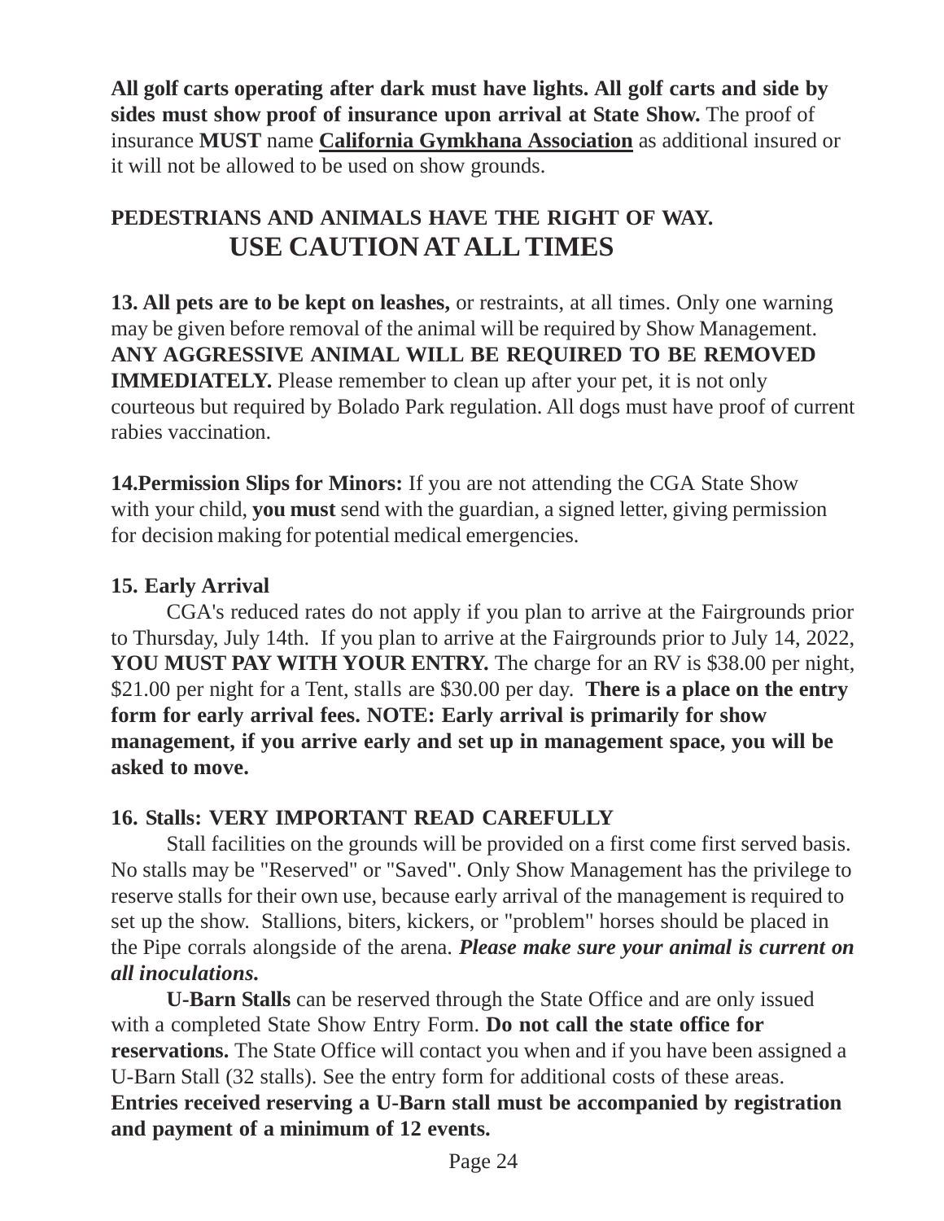**All golf carts operating after dark must have lights. All golf carts and side by sides must show proof of insurance upon arrival at State Show.** The proof of insurance **MUST** name **<u>California Gymkhana Association</u>** as additional insured or it will not be allowed to be used on show grounds.

**PEDESTRIANS AND ANIMALS HAVE THE RIGHT OF WAY.**

## USE CAUTION AT ALL TIMES

**13. All pets are to be kept on leashes,** or restraints, at all times. Only one warning may be given before removal of the animal will be required by Show Management. **ANY AGGRESSIVE ANIMAL WILL BE REQUIRED TO BE REMOVED IMMEDIATELY.** Please remember to clean up after your pet, it is not only courteous but required by Bolado Park regulation. All dogs must have proof of current rabies vaccination.

**14.Permission Slips for Minors:** If you are not attending the CGA State Show with your child, **you must** send with the guardian, a signed letter, giving permission for decision making for potential medical emergencies.

**15. Early Arrival**

CGA's reduced rates do not apply if you plan to arrive at the Fairgrounds prior to Thursday, July 14th. If you plan to arrive at the Fairgrounds prior to July 14, 2022, **YOU MUST PAY WITH YOUR ENTRY.** The charge for an RV is $38.00 per night, $21.00 per night for a Tent, stalls are $30.00 per day. **There is a place on the entry form for early arrival fees. NOTE: Early arrival is primarily for show management, if you arrive early and set up in management space, you will be asked to move.**

**16. Stalls: VERY IMPORTANT READ CAREFULLY**

Stall facilities on the grounds will be provided on a first come first served basis. No stalls may be "Reserved" or "Saved". Only Show Management has the privilege to reserve stalls for their own use, because early arrival of the management is required to set up the show. Stallions, biters, kickers, or "problem" horses should be placed in the Pipe corrals alongside of the arena. ***Please make sure your animal is current on all inoculations.***

**U-Barn Stalls** can be reserved through the State Office and are only issued with a completed State Show Entry Form. **Do not call the state office for reservations.** The State Office will contact you when and if you have been assigned a U-Barn Stall (32 stalls). See the entry form for additional costs of these areas. **Entries received reserving a U-Barn stall must be accompanied by registration and payment of a minimum of 12 events.**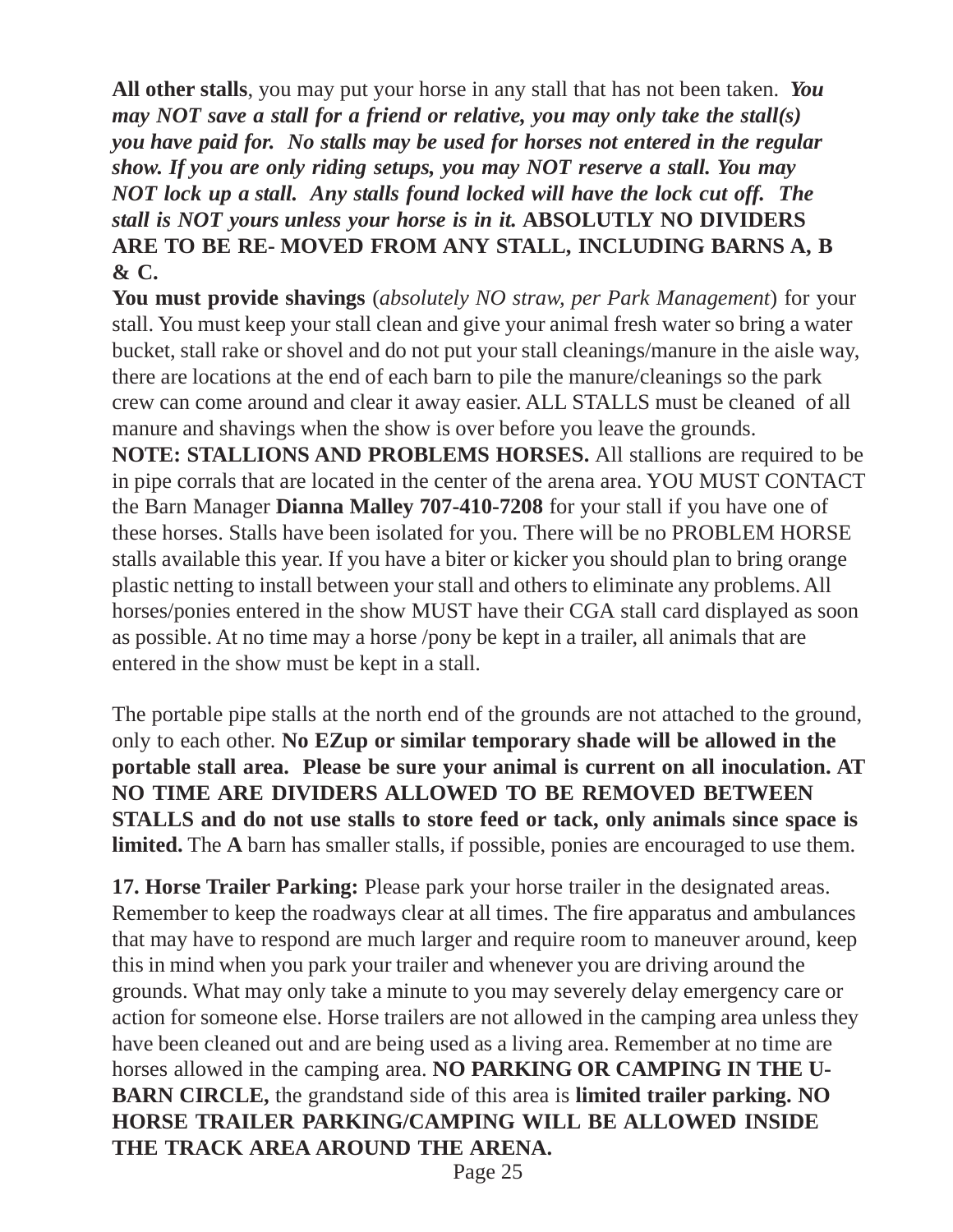**All other stalls**, you may put your horse in any stall that has not been taken. ***You may NOT save a stall for a friend or relative, you may only take the stall(s) you have paid for. No stalls may be used for horses not entered in the regular show. If you are only riding setups, you may NOT reserve a stall. You may NOT lock up a stall. Any stalls found locked will have the lock cut off. The stall is NOT yours unless your horse is in it.*** **ABSOLUTLY NO DIVIDERS ARE TO BE RE- MOVED FROM ANY STALL, INCLUDING BARNS A, B & C.**

**You must provide shavings** (*absolutely NO straw, per Park Management*) for your stall. You must keep your stall clean and give your animal fresh water so bring a water bucket, stall rake or shovel and do not put your stall cleanings/manure in the aisle way, there are locations at the end of each barn to pile the manure/cleanings so the park crew can come around and clear it away easier. ALL STALLS must be cleaned of all manure and shavings when the show is over before you leave the grounds.

**NOTE: STALLIONS AND PROBLEMS HORSES.** All stallions are required to be in pipe corrals that are located in the center of the arena area. YOU MUST CONTACT the Barn Manager **Dianna Malley 707-410-7208** for your stall if you have one of these horses. Stalls have been isolated for you. There will be no PROBLEM HORSE stalls available this year. If you have a biter or kicker you should plan to bring orange plastic netting to install between your stall and others to eliminate any problems. All horses/ponies entered in the show MUST have their CGA stall card displayed as soon as possible. At no time may a horse /pony be kept in a trailer, all animals that are entered in the show must be kept in a stall.

The portable pipe stalls at the north end of the grounds are not attached to the ground, only to each other. **No EZup or similar temporary shade will be allowed in the portable stall area. Please be sure your animal is current on all inoculation. AT NO TIME ARE DIVIDERS ALLOWED TO BE REMOVED BETWEEN STALLS and do not use stalls to store feed or tack, only animals since space is limited.** The **A** barn has smaller stalls, if possible, ponies are encouraged to use them.

**17. Horse Trailer Parking:** Please park your horse trailer in the designated areas. Remember to keep the roadways clear at all times. The fire apparatus and ambulances that may have to respond are much larger and require room to maneuver around, keep this in mind when you park your trailer and whenever you are driving around the grounds. What may only take a minute to you may severely delay emergency care or action for someone else. Horse trailers are not allowed in the camping area unless they have been cleaned out and are being used as a living area. Remember at no time are horses allowed in the camping area. **NO PARKING OR CAMPING IN THE U-BARN CIRCLE,** the grandstand side of this area is **limited trailer parking. NO HORSE TRAILER PARKING/CAMPING WILL BE ALLOWED INSIDE THE TRACK AREA AROUND THE ARENA.**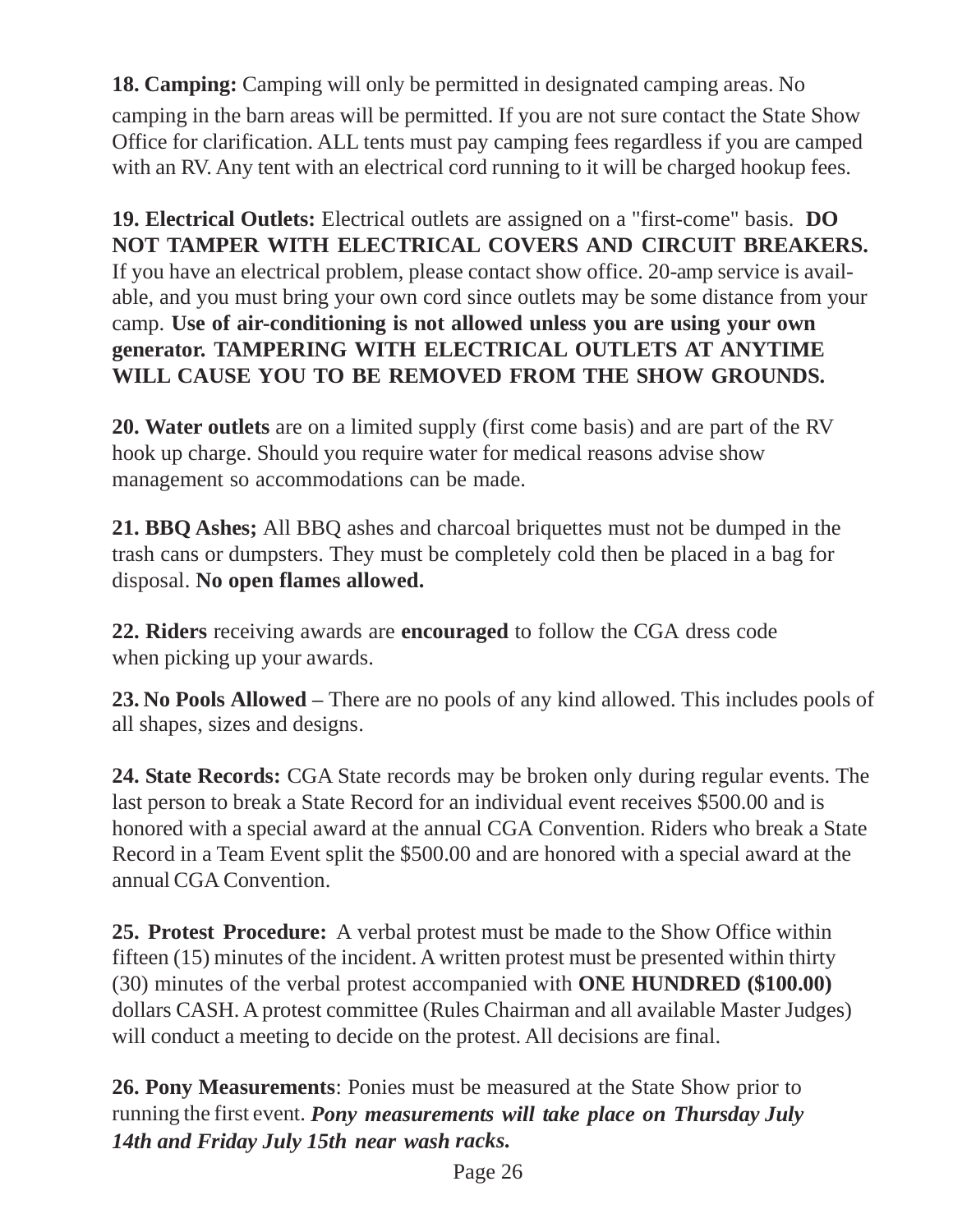**18. Camping:** Camping will only be permitted in designated camping areas. No camping in the barn areas will be permitted. If you are not sure contact the State Show Office for clarification. ALL tents must pay camping fees regardless if you are camped with an RV. Any tent with an electrical cord running to it will be charged hookup fees.

**19. Electrical Outlets:** Electrical outlets are assigned on a "first-come" basis. **DO NOT TAMPER WITH ELECTRICAL COVERS AND CIRCUIT BREAKERS.** If you have an electrical problem, please contact show office. 20-amp service is available, and you must bring your own cord since outlets may be some distance from your camp. **Use of air-conditioning is not allowed unless you are using your own generator. TAMPERING WITH ELECTRICAL OUTLETS AT ANYTIME WILL CAUSE YOU TO BE REMOVED FROM THE SHOW GROUNDS.**

**20. Water outlets** are on a limited supply (first come basis) and are part of the RV hook up charge. Should you require water for medical reasons advise show management so accommodations can be made.

**21. BBQ Ashes;** All BBQ ashes and charcoal briquettes must not be dumped in the trash cans or dumpsters. They must be completely cold then be placed in a bag for disposal. **No open flames allowed.**

**22. Riders** receiving awards are **encouraged** to follow the CGA dress code when picking up your awards.

**23. No Pools Allowed –** There are no pools of any kind allowed. This includes pools of all shapes, sizes and designs.

**24. State Records:** CGA State records may be broken only during regular events. The last person to break a State Record for an individual event receives $500.00 and is honored with a special award at the annual CGA Convention. Riders who break a State Record in a Team Event split the $500.00 and are honored with a special award at the annual CGA Convention.

**25. Protest Procedure:** A verbal protest must be made to the Show Office within fifteen (15) minutes of the incident. A written protest must be presented within thirty (30) minutes of the verbal protest accompanied with **ONE HUNDRED ($100.00)** dollars CASH. A protest committee (Rules Chairman and all available Master Judges) will conduct a meeting to decide on the protest. All decisions are final.

**26. Pony Measurements**: Ponies must be measured at the State Show prior to running the first event. ***Pony measurements will take place on Thursday July 14th and Friday July 15th near wash racks.***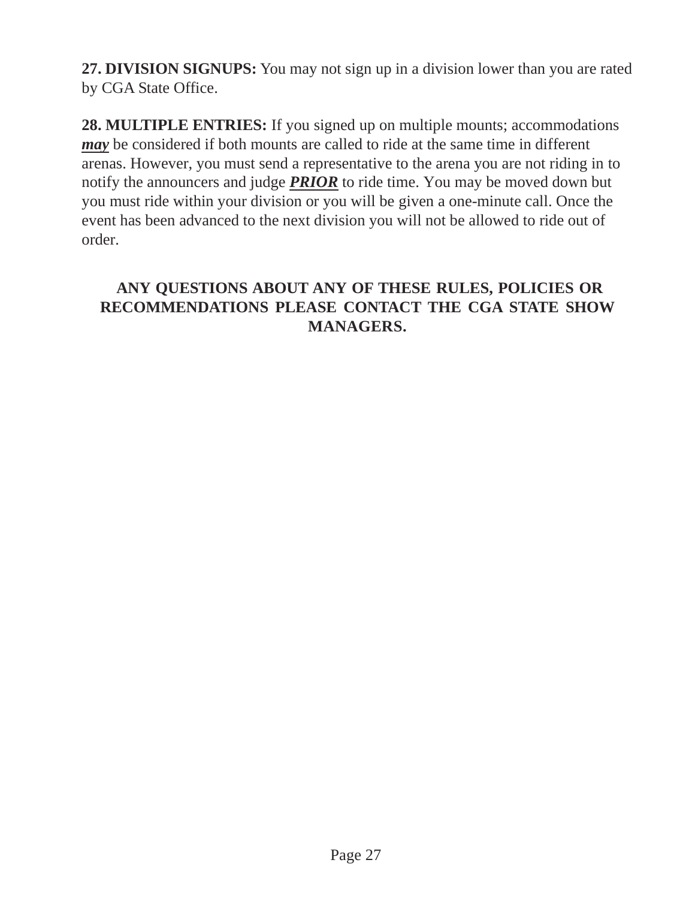**27. DIVISION SIGNUPS:** You may not sign up in a division lower than you are rated by CGA State Office.

**28. MULTIPLE ENTRIES:** If you signed up on multiple mounts; accommodations ***may*** be considered if both mounts are called to ride at the same time in different arenas. However, you must send a representative to the arena you are not riding in to notify the announcers and judge ***PRIOR*** to ride time. You may be moved down but you must ride within your division or you will be given a one-minute call. Once the event has been advanced to the next division you will not be allowed to ride out of order.

**ANY QUESTIONS ABOUT ANY OF THESE RULES, POLICIES OR RECOMMENDATIONS PLEASE CONTACT THE CGA STATE SHOW MANAGERS.**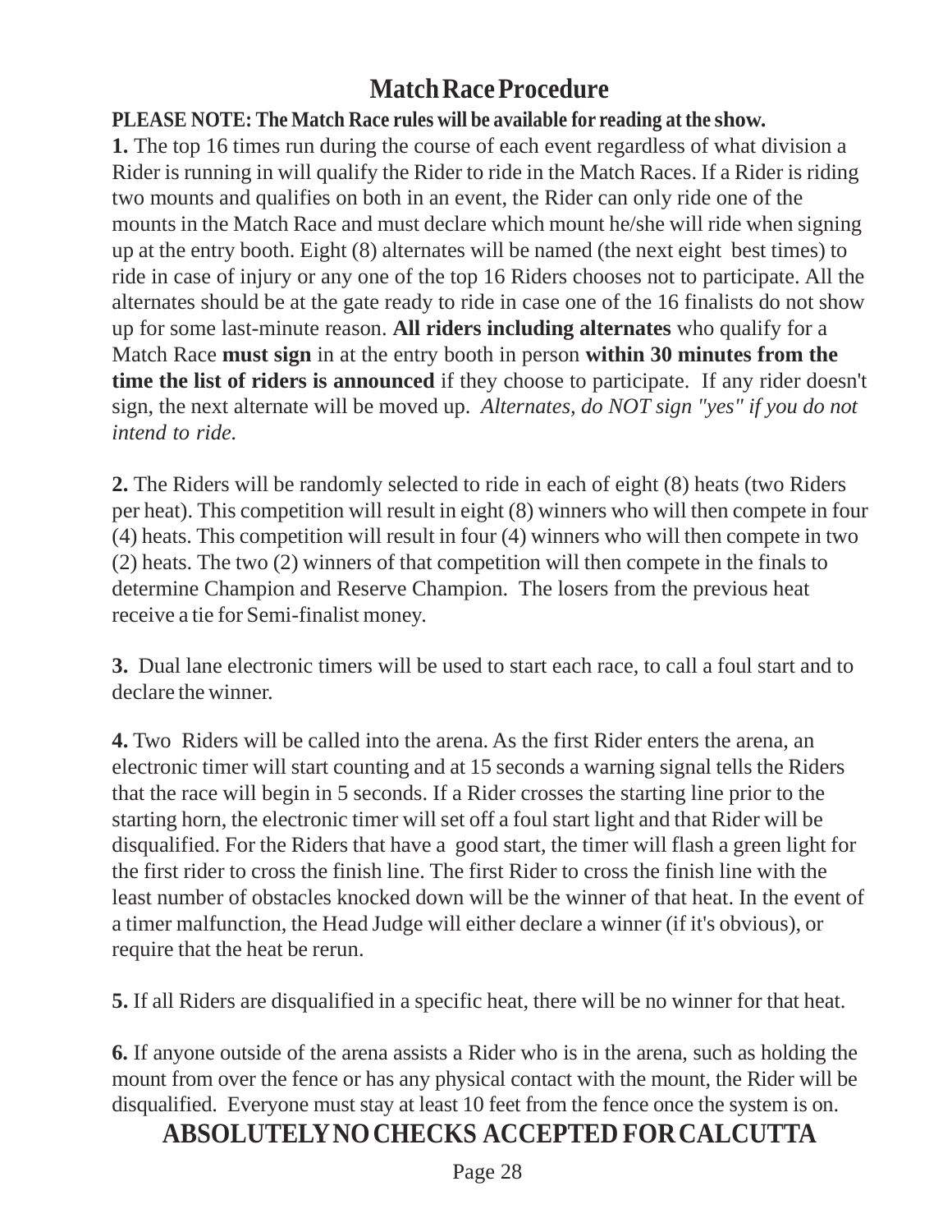# Match Race Procedure

**PLEASE NOTE: The Match Race rules will be available for reading at the show.**

**1.** The top 16 times run during the course of each event regardless of what division a Rider is running in will qualify the Rider to ride in the Match Races. If a Rider is riding two mounts and qualifies on both in an event, the Rider can only ride one of the mounts in the Match Race and must declare which mount he/she will ride when signing up at the entry booth. Eight (8) alternates will be named (the next eight best times) to ride in case of injury or any one of the top 16 Riders chooses not to participate. All the alternates should be at the gate ready to ride in case one of the 16 finalists do not show up for some last-minute reason. **All riders including alternates** who qualify for a Match Race **must sign** in at the entry booth in person **within 30 minutes from the time the list of riders is announced** if they choose to participate. If any rider doesn't sign, the next alternate will be moved up. *Alternates, do NOT sign "yes" if you do not intend to ride.*

**2.** The Riders will be randomly selected to ride in each of eight (8) heats (two Riders per heat). This competition will result in eight (8) winners who will then compete in four (4) heats. This competition will result in four (4) winners who will then compete in two (2) heats. The two (2) winners of that competition will then compete in the finals to determine Champion and Reserve Champion. The losers from the previous heat receive a tie for Semi-finalist money.

**3.** Dual lane electronic timers will be used to start each race, to call a foul start and to declare the winner.

**4.** Two Riders will be called into the arena. As the first Rider enters the arena, an electronic timer will start counting and at 15 seconds a warning signal tells the Riders that the race will begin in 5 seconds. If a Rider crosses the starting line prior to the starting horn, the electronic timer will set off a foul start light and that Rider will be disqualified. For the Riders that have a good start, the timer will flash a green light for the first rider to cross the finish line. The first Rider to cross the finish line with the least number of obstacles knocked down will be the winner of that heat. In the event of a timer malfunction, the Head Judge will either declare a winner (if it's obvious), or require that the heat be rerun.

**5.** If all Riders are disqualified in a specific heat, there will be no winner for that heat.

**6.** If anyone outside of the arena assists a Rider who is in the arena, such as holding the mount from over the fence or has any physical contact with the mount, the Rider will be disqualified. Everyone must stay at least 10 feet from the fence once the system is on.

**ABSOLUTELY NO CHECKS ACCEPTED FOR CALCUTTA**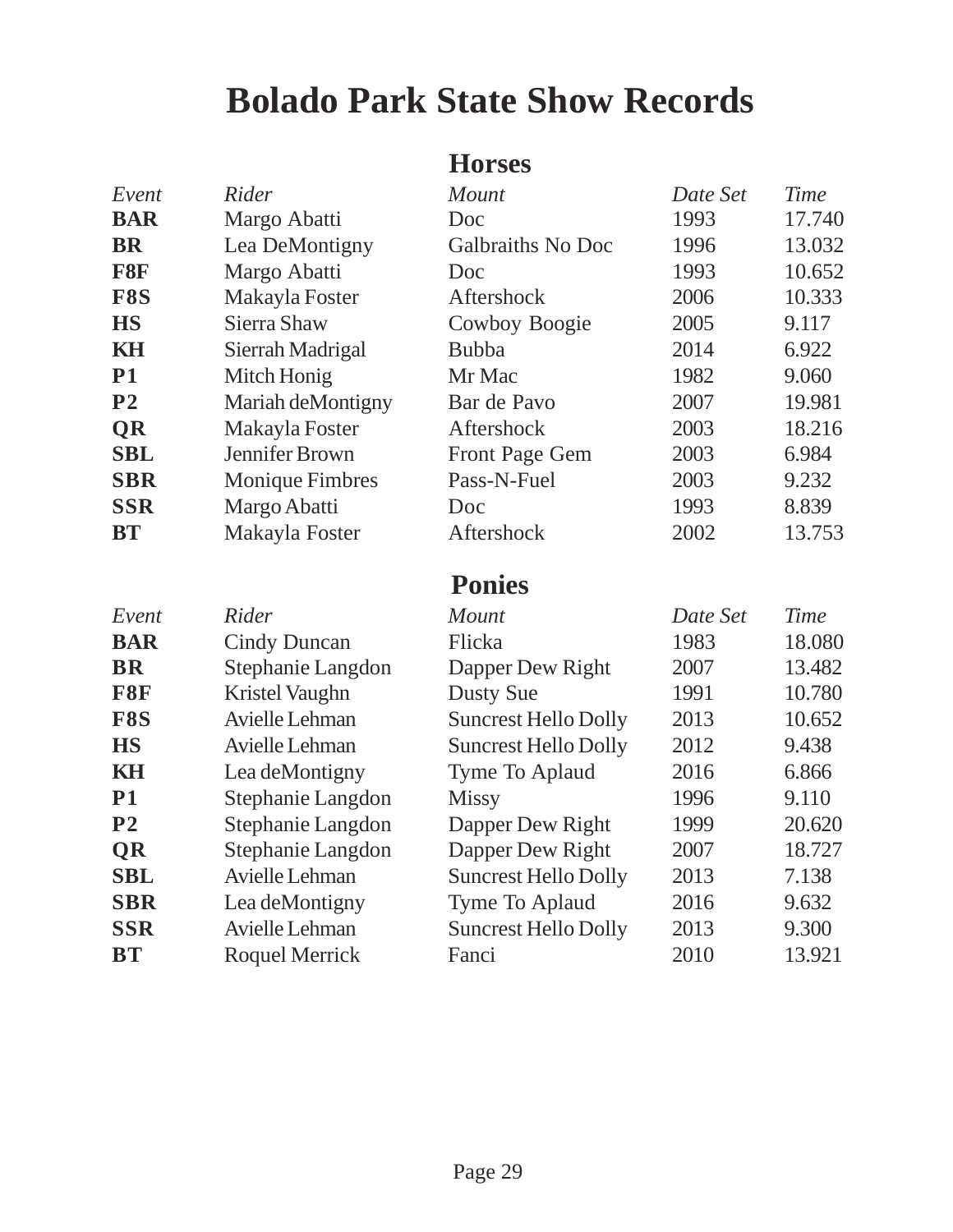# Bolado Park State Show Records

## Horses

| *Event* | *Rider* | *Mount* | *Date Set* | *Time* |
|---|---|---|---|---|
| **BAR** | Margo Abatti | Doc | 1993 | 17.740 |
| **BR** | Lea DeMontigny | Galbraiths No Doc | 1996 | 13.032 |
| **F8F** | Margo Abatti | Doc | 1993 | 10.652 |
| **F8S** | Makayla Foster | Aftershock | 2006 | 10.333 |
| **HS** | Sierra Shaw | Cowboy Boogie | 2005 | 9.117 |
| **KH** | Sierrah Madrigal | Bubba | 2014 | 6.922 |
| **P1** | Mitch Honig | Mr Mac | 1982 | 9.060 |
| **P2** | Mariah deMontigny | Bar de Pavo | 2007 | 19.981 |
| **QR** | Makayla Foster | Aftershock | 2003 | 18.216 |
| **SBL** | Jennifer Brown | Front Page Gem | 2003 | 6.984 |
| **SBR** | Monique Fimbres | Pass-N-Fuel | 2003 | 9.232 |
| **SSR** | Margo Abatti | Doc | 1993 | 8.839 |
| **BT** | Makayla Foster | Aftershock | 2002 | 13.753 |

## Ponies

| *Event* | *Rider* | *Mount* | *Date Set* | *Time* |
|---|---|---|---|---|
| **BAR** | Cindy Duncan | Flicka | 1983 | 18.080 |
| **BR** | Stephanie Langdon | Dapper Dew Right | 2007 | 13.482 |
| **F8F** | Kristel Vaughn | Dusty Sue | 1991 | 10.780 |
| **F8S** | Avielle Lehman | Suncrest Hello Dolly | 2013 | 10.652 |
| **HS** | Avielle Lehman | Suncrest Hello Dolly | 2012 | 9.438 |
| **KH** | Lea deMontigny | Tyme To Aplaud | 2016 | 6.866 |
| **P1** | Stephanie Langdon | Missy | 1996 | 9.110 |
| **P2** | Stephanie Langdon | Dapper Dew Right | 1999 | 20.620 |
| **QR** | Stephanie Langdon | Dapper Dew Right | 2007 | 18.727 |
| **SBL** | Avielle Lehman | Suncrest Hello Dolly | 2013 | 7.138 |
| **SBR** | Lea deMontigny | Tyme To Aplaud | 2016 | 9.632 |
| **SSR** | Avielle Lehman | Suncrest Hello Dolly | 2013 | 9.300 |
| **BT** | Roquel Merrick | Fanci | 2010 | 13.921 |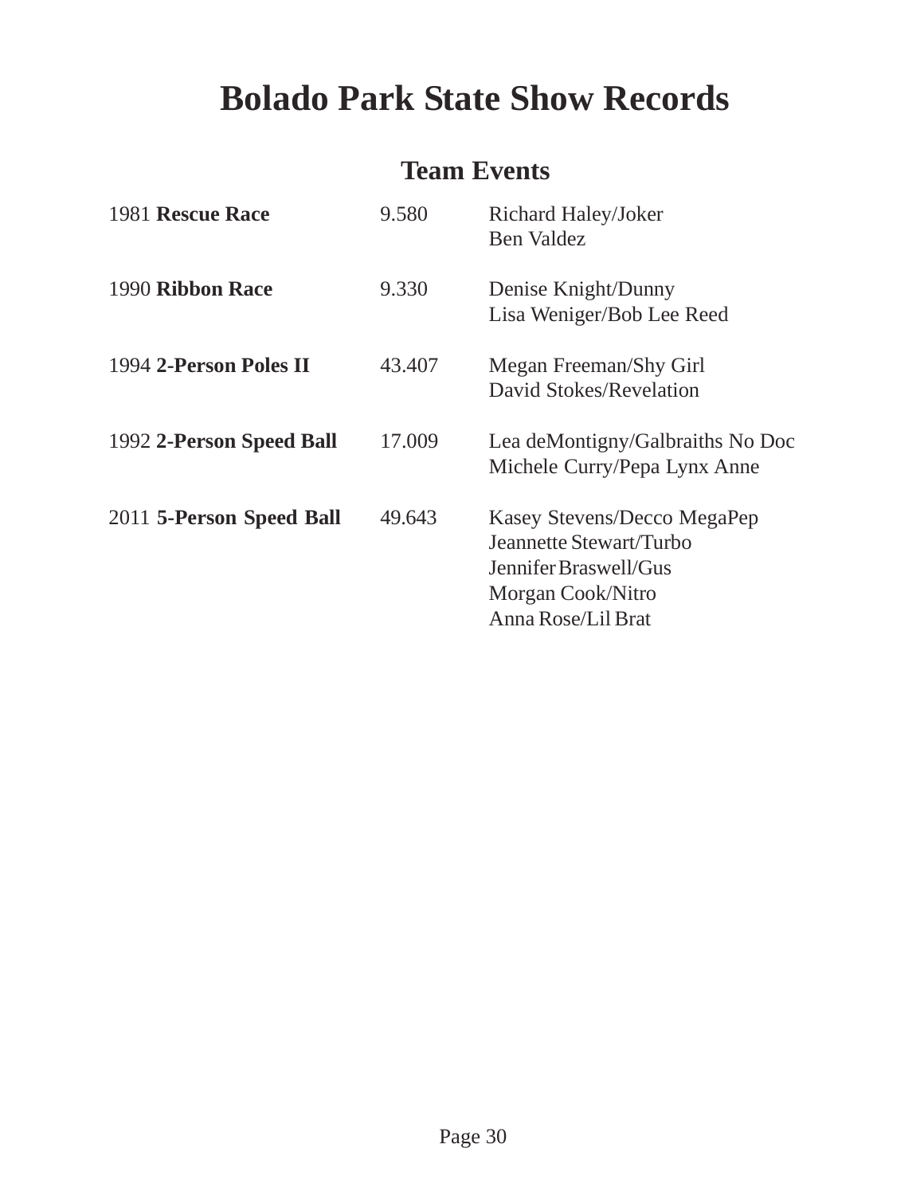# Bolado Park State Show Records

## Team Events

| Year / Event | Time | Team |
|---|---|---|
| 1981 **Rescue Race** | 9.580 | Richard Haley/Joker<br>Ben Valdez |
| 1990 **Ribbon Race** | 9.330 | Denise Knight/Dunny<br>Lisa Weniger/Bob Lee Reed |
| 1994 **2-Person Poles II** | 43.407 | Megan Freeman/Shy Girl<br>David Stokes/Revelation |
| 1992 **2-Person Speed Ball** | 17.009 | Lea deMontigny/Galbraiths No Doc<br>Michele Curry/Pepa Lynx Anne |
| 2011 **5-Person Speed Ball** | 49.643 | Kasey Stevens/Decco MegaPep<br>Jeannette Stewart/Turbo<br>Jennifer Braswell/Gus<br>Morgan Cook/Nitro<br>Anna Rose/Lil Brat |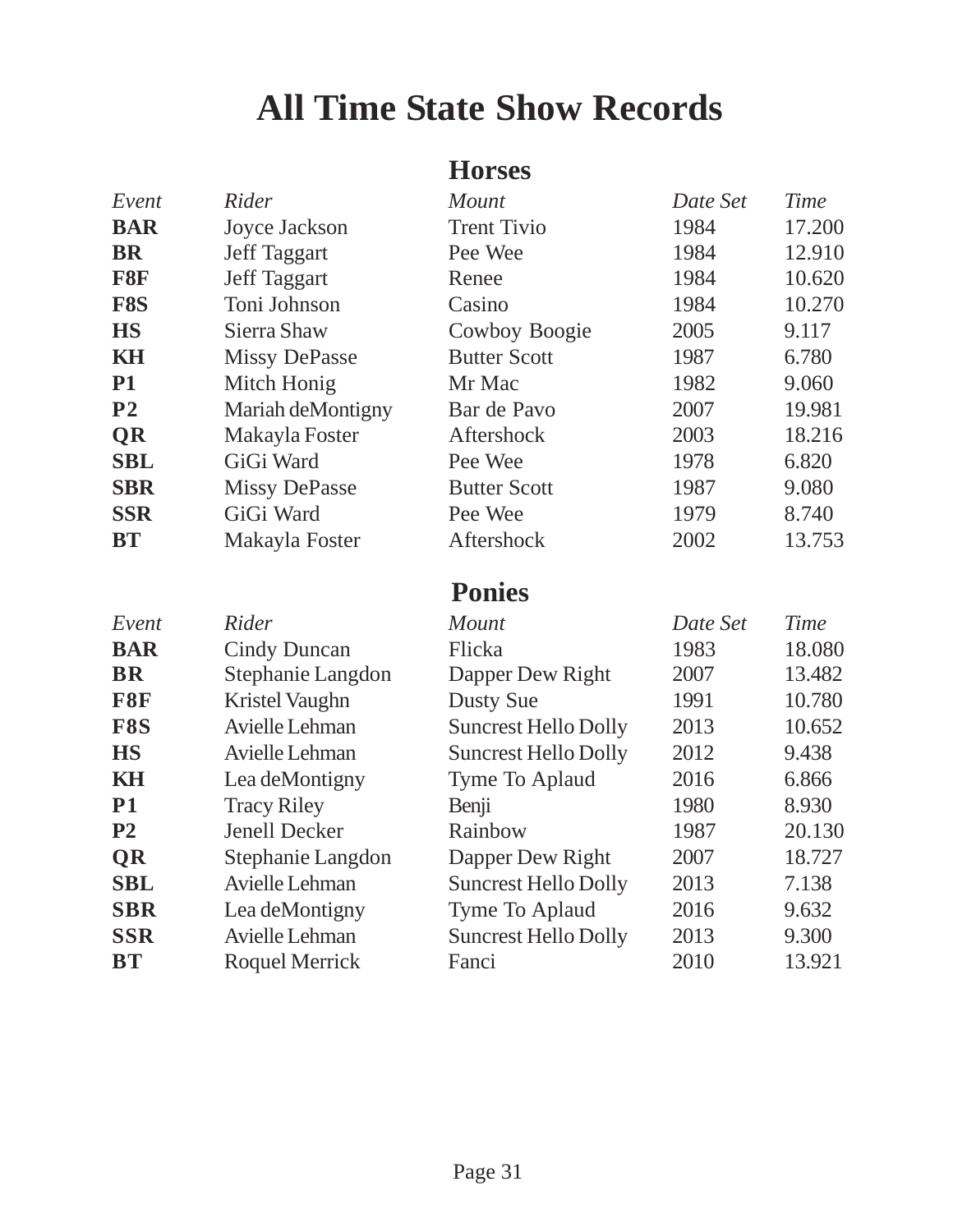# All Time State Show Records

## Horses

| *Event* | *Rider* | *Mount* | *Date Set* | *Time* |
|---|---|---|---|---|
| **BAR** | Joyce Jackson | Trent Tivio | 1984 | 17.200 |
| **BR** | Jeff Taggart | Pee Wee | 1984 | 12.910 |
| **F8F** | Jeff Taggart | Renee | 1984 | 10.620 |
| **F8S** | Toni Johnson | Casino | 1984 | 10.270 |
| **HS** | Sierra Shaw | Cowboy Boogie | 2005 | 9.117 |
| **KH** | Missy DePasse | Butter Scott | 1987 | 6.780 |
| **P1** | Mitch Honig | Mr Mac | 1982 | 9.060 |
| **P2** | Mariah deMontigny | Bar de Pavo | 2007 | 19.981 |
| **QR** | Makayla Foster | Aftershock | 2003 | 18.216 |
| **SBL** | GiGi Ward | Pee Wee | 1978 | 6.820 |
| **SBR** | Missy DePasse | Butter Scott | 1987 | 9.080 |
| **SSR** | GiGi Ward | Pee Wee | 1979 | 8.740 |
| **BT** | Makayla Foster | Aftershock | 2002 | 13.753 |

## Ponies

| *Event* | *Rider* | *Mount* | *Date Set* | *Time* |
|---|---|---|---|---|
| **BAR** | Cindy Duncan | Flicka | 1983 | 18.080 |
| **BR** | Stephanie Langdon | Dapper Dew Right | 2007 | 13.482 |
| **F8F** | Kristel Vaughn | Dusty Sue | 1991 | 10.780 |
| **F8S** | Avielle Lehman | Suncrest Hello Dolly | 2013 | 10.652 |
| **HS** | Avielle Lehman | Suncrest Hello Dolly | 2012 | 9.438 |
| **KH** | Lea deMontigny | Tyme To Aplaud | 2016 | 6.866 |
| **P1** | Tracy Riley | Benji | 1980 | 8.930 |
| **P2** | Jenell Decker | Rainbow | 1987 | 20.130 |
| **QR** | Stephanie Langdon | Dapper Dew Right | 2007 | 18.727 |
| **SBL** | Avielle Lehman | Suncrest Hello Dolly | 2013 | 7.138 |
| **SBR** | Lea deMontigny | Tyme To Aplaud | 2016 | 9.632 |
| **SSR** | Avielle Lehman | Suncrest Hello Dolly | 2013 | 9.300 |
| **BT** | Roquel Merrick | Fanci | 2010 | 13.921 |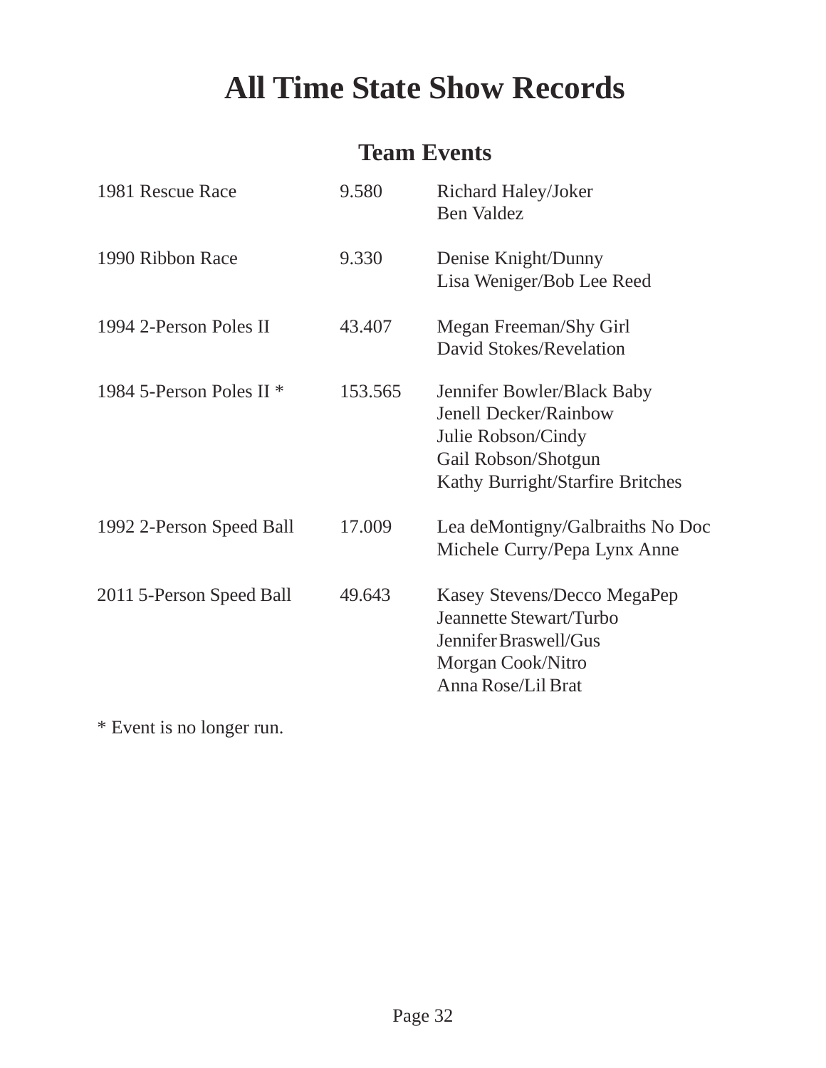# All Time State Show Records

## Team Events

| Event | Time | Team |
|---|---|---|
| 1981 Rescue Race | 9.580 | Richard Haley/Joker<br>Ben Valdez |
| 1990 Ribbon Race | 9.330 | Denise Knight/Dunny<br>Lisa Weniger/Bob Lee Reed |
| 1994 2-Person Poles II | 43.407 | Megan Freeman/Shy Girl<br>David Stokes/Revelation |
| 1984 5-Person Poles II * | 153.565 | Jennifer Bowler/Black Baby<br>Jenell Decker/Rainbow<br>Julie Robson/Cindy<br>Gail Robson/Shotgun<br>Kathy Burright/Starfire Britches |
| 1992 2-Person Speed Ball | 17.009 | Lea deMontigny/Galbraiths No Doc<br>Michele Curry/Pepa Lynx Anne |
| 2011 5-Person Speed Ball | 49.643 | Kasey Stevens/Decco MegaPep<br>Jeannette Stewart/Turbo<br>Jennifer Braswell/Gus<br>Morgan Cook/Nitro<br>Anna Rose/Lil Brat |

* Event is no longer run.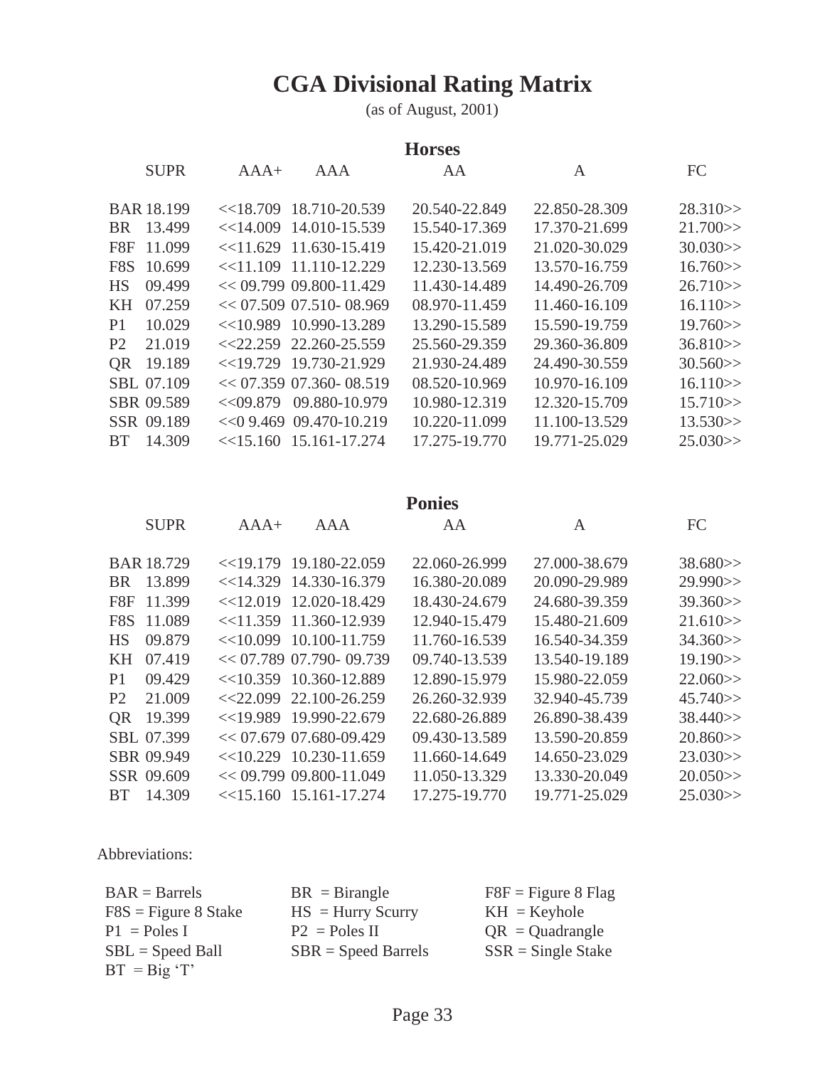# CGA Divisional Rating Matrix

(as of August, 2001)

## Horses

| | SUPR | AAA+ | AAA | AA | A | FC |
|---|---|---|---|---|---|---|
| BAR | 18.199 | <<18.709 | 18.710-20.539 | 20.540-22.849 | 22.850-28.309 | 28.310>> |
| BR | 13.499 | <<14.009 | 14.010-15.539 | 15.540-17.369 | 17.370-21.699 | 21.700>> |
| F8F | 11.099 | <<11.629 | 11.630-15.419 | 15.420-21.019 | 21.020-30.029 | 30.030>> |
| F8S | 10.699 | <<11.109 | 11.110-12.229 | 12.230-13.569 | 13.570-16.759 | 16.760>> |
| HS | 09.499 | << 09.799 | 09.800-11.429 | 11.430-14.489 | 14.490-26.709 | 26.710>> |
| KH | 07.259 | << 07.509 | 07.510- 08.969 | 08.970-11.459 | 11.460-16.109 | 16.110>> |
| P1 | 10.029 | <<10.989 | 10.990-13.289 | 13.290-15.589 | 15.590-19.759 | 19.760>> |
| P2 | 21.019 | <<22.259 | 22.260-25.559 | 25.560-29.359 | 29.360-36.809 | 36.810>> |
| QR | 19.189 | <<19.729 | 19.730-21.929 | 21.930-24.489 | 24.490-30.559 | 30.560>> |
| SBL | 07.109 | << 07.359 | 07.360- 08.519 | 08.520-10.969 | 10.970-16.109 | 16.110>> |
| SBR | 09.589 | <<09.879 | 09.880-10.979 | 10.980-12.319 | 12.320-15.709 | 15.710>> |
| SSR | 09.189 | <<0 9.469 | 09.470-10.219 | 10.220-11.099 | 11.100-13.529 | 13.530>> |
| BT | 14.309 | <<15.160 | 15.161-17.274 | 17.275-19.770 | 19.771-25.029 | 25.030>> |

## Ponies

| | SUPR | AAA+ | AAA | AA | A | FC |
|---|---|---|---|---|---|---|
| BAR | 18.729 | <<19.179 | 19.180-22.059 | 22.060-26.999 | 27.000-38.679 | 38.680>> |
| BR | 13.899 | <<14.329 | 14.330-16.379 | 16.380-20.089 | 20.090-29.989 | 29.990>> |
| F8F | 11.399 | <<12.019 | 12.020-18.429 | 18.430-24.679 | 24.680-39.359 | 39.360>> |
| F8S | 11.089 | <<11.359 | 11.360-12.939 | 12.940-15.479 | 15.480-21.609 | 21.610>> |
| HS | 09.879 | <<10.099 | 10.100-11.759 | 11.760-16.539 | 16.540-34.359 | 34.360>> |
| KH | 07.419 | << 07.789 | 07.790- 09.739 | 09.740-13.539 | 13.540-19.189 | 19.190>> |
| P1 | 09.429 | <<10.359 | 10.360-12.889 | 12.890-15.979 | 15.980-22.059 | 22.060>> |
| P2 | 21.009 | <<22.099 | 22.100-26.259 | 26.260-32.939 | 32.940-45.739 | 45.740>> |
| QR | 19.399 | <<19.989 | 19.990-22.679 | 22.680-26.889 | 26.890-38.439 | 38.440>> |
| SBL | 07.399 | << 07.679 | 07.680-09.429 | 09.430-13.589 | 13.590-20.859 | 20.860>> |
| SBR | 09.949 | <<10.229 | 10.230-11.659 | 11.660-14.649 | 14.650-23.029 | 23.030>> |
| SSR | 09.609 | << 09.799 | 09.800-11.049 | 11.050-13.329 | 13.330-20.049 | 20.050>> |
| BT | 14.309 | <<15.160 | 15.161-17.274 | 17.275-19.770 | 19.771-25.029 | 25.030>> |

Abbreviations:

- BAR = Barrels
- BR = Birangle
- F8F = Figure 8 Flag
- F8S = Figure 8 Stake
- HS = Hurry Scurry
- KH = Keyhole
- P1 = Poles I
- P2 = Poles II
- QR = Quadrangle
- SBL = Speed Ball
- SBR = Speed Barrels
- SSR = Single Stake
- BT = Big 'T'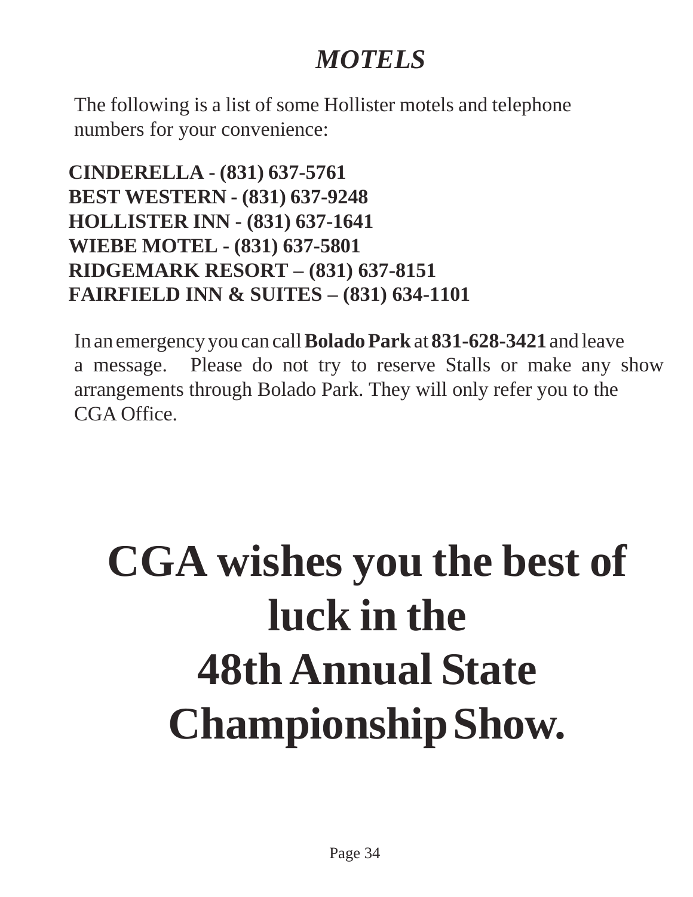# *MOTELS*

The following is a list of some Hollister motels and telephone numbers for your convenience:

**CINDERELLA - (831) 637-5761**
**BEST WESTERN - (831) 637-9248**
**HOLLISTER INN - (831) 637-1641**
**WIEBE MOTEL - (831) 637-5801**
**RIDGEMARK RESORT – (831) 637-8151**
**FAIRFIELD INN & SUITES – (831) 634-1101**

In an emergency you can call **Bolado Park** at **831-628-3421** and leave a message. Please do not try to reserve Stalls or make any show arrangements through Bolado Park. They will only refer you to the CGA Office.

# CGA wishes you the best of luck in the 48th Annual State Championship Show.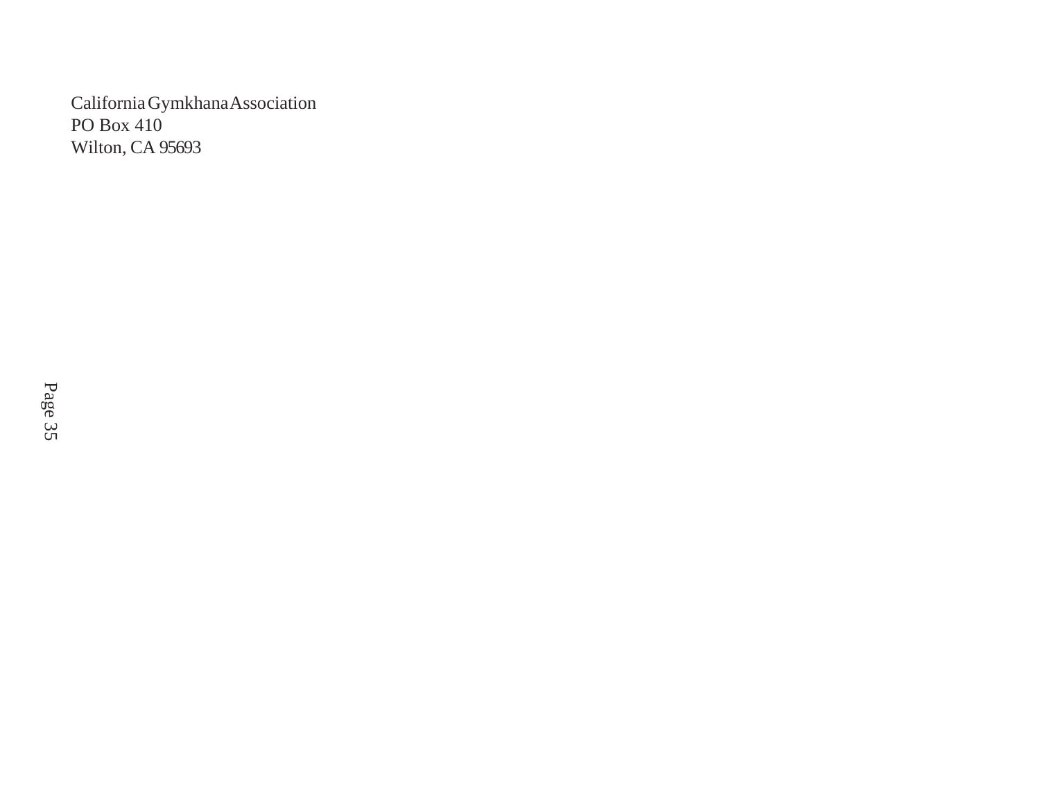California Gymkhana Association  
PO Box 410  
Wilton, CA 95693